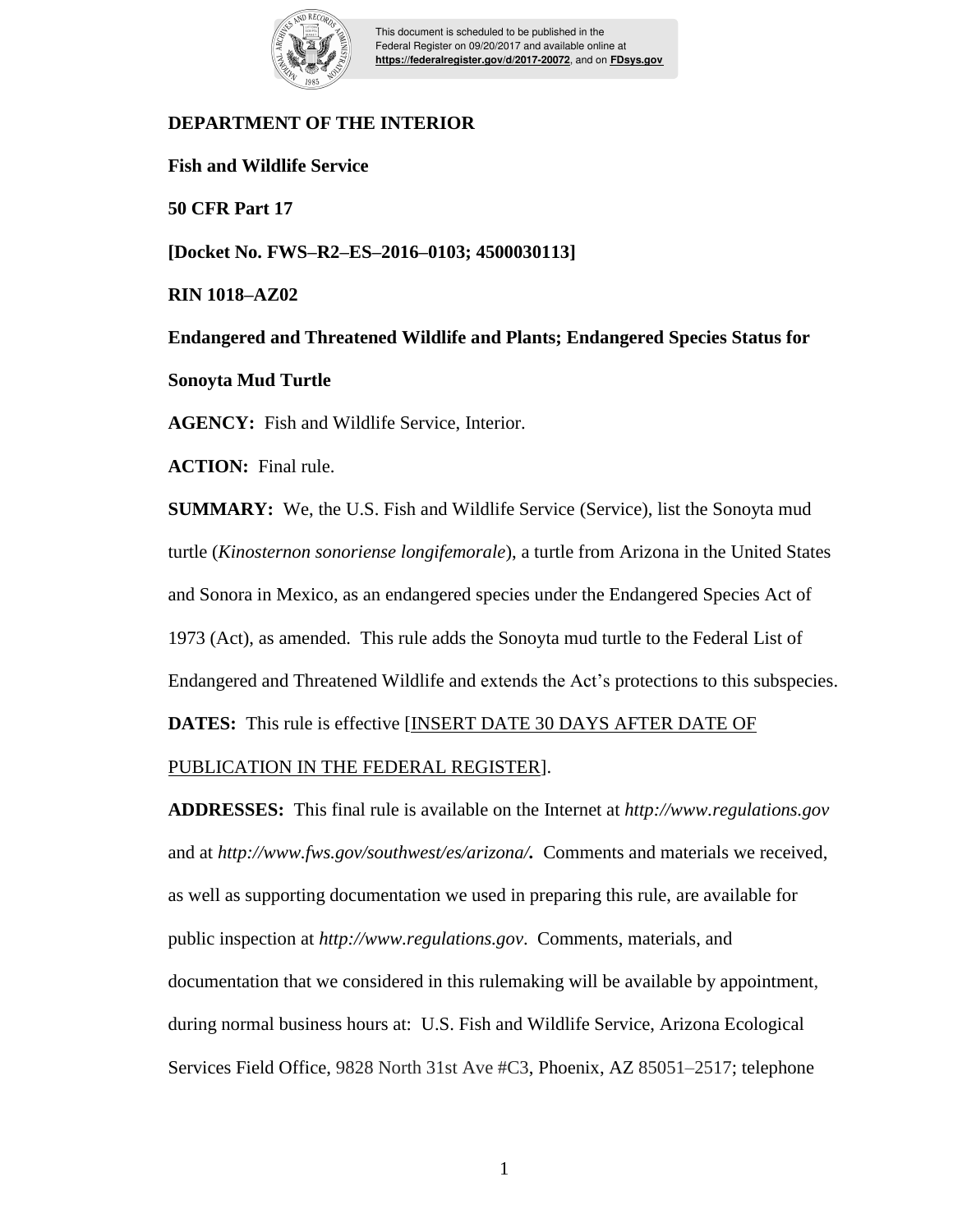**DEPARTMENT OF THE INTERIOR**

**Fish and Wildlife Service**

**50 CFR Part 17**

**[Docket No. FWS–R2–ES–2016–0103; 4500030113]**

**RIN 1018–AZ02**

**Endangered and Threatened Wildlife and Plants; Endangered Species Status for Sonoyta Mud Turtle**

**AGENCY:** Fish and Wildlife Service, Interior.

**ACTION:** Final rule.

**SUMMARY:** We, the U.S. Fish and Wildlife Service (Service), list the Sonoyta mud turtle (*Kinosternon sonoriense longifemorale*), a turtle from Arizona in the United States and Sonora in Mexico, as an endangered species under the Endangered Species Act of 1973 (Act), as amended. This rule adds the Sonoyta mud turtle to the Federal List of Endangered and Threatened Wildlife and extends the Act's protections to this subspecies.

**DATES:** This rule is effective [INSERT DATE 30 DAYS AFTER DATE OF PUBLICATION IN THE FEDERAL REGISTER].

**ADDRESSES:** This final rule is available on the Internet at *http://www.regulations.gov* and at *http://www.fws.gov/southwest/es/arizona/***.** Comments and materials we received, as well as supporting documentation we used in preparing this rule, are available for public inspection at *http://www.regulations.gov*. Comments, materials, and documentation that we considered in this rulemaking will be available by appointment, during normal business hours at: U.S. Fish and Wildlife Service, Arizona Ecological Services Field Office, 9828 North 31st Ave #C3, Phoenix, AZ 85051–2517; telephone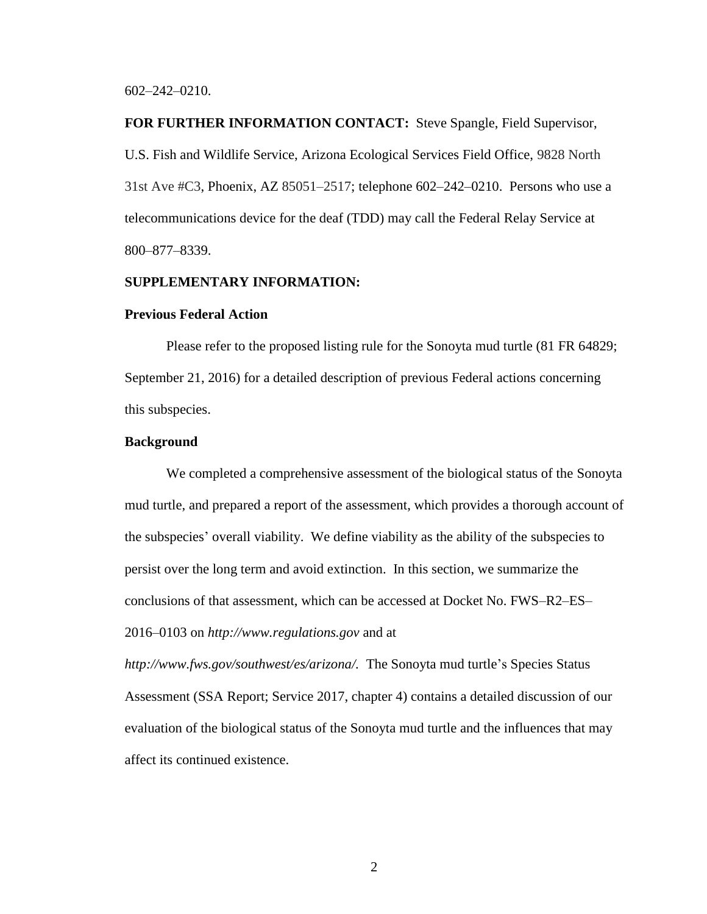602–242–0210.

**FOR FURTHER INFORMATION CONTACT:** Steve Spangle, Field Supervisor, U.S. Fish and Wildlife Service, Arizona Ecological Services Field Office, 9828 North 31st Ave #C3, Phoenix, AZ 85051–2517; telephone 602–242–0210. Persons who use a telecommunications device for the deaf (TDD) may call the Federal Relay Service at 800–877–8339.

**SUPPLEMENTARY INFORMATION:**

**Previous Federal Action**

Please refer to the proposed listing rule for the Sonoyta mud turtle (81 FR 64829; September 21, 2016) for a detailed description of previous Federal actions concerning this subspecies.

**Background**

We completed a comprehensive assessment of the biological status of the Sonoyta mud turtle, and prepared a report of the assessment, which provides a thorough account of the subspecies' overall viability. We define viability as the ability of the subspecies to persist over the long term and avoid extinction. In this section, we summarize the conclusions of that assessment, which can be accessed at Docket No. FWS–R2–ES–2016–0103 on *http://www.regulations.gov* and at *http://www.fws.gov/southwest/es/arizona/*. The Sonoyta mud turtle's Species Status Assessment (SSA Report; Service 2017, chapter 4) contains a detailed discussion of our evaluation of the biological status of the Sonoyta mud turtle and the influences that may affect its continued existence.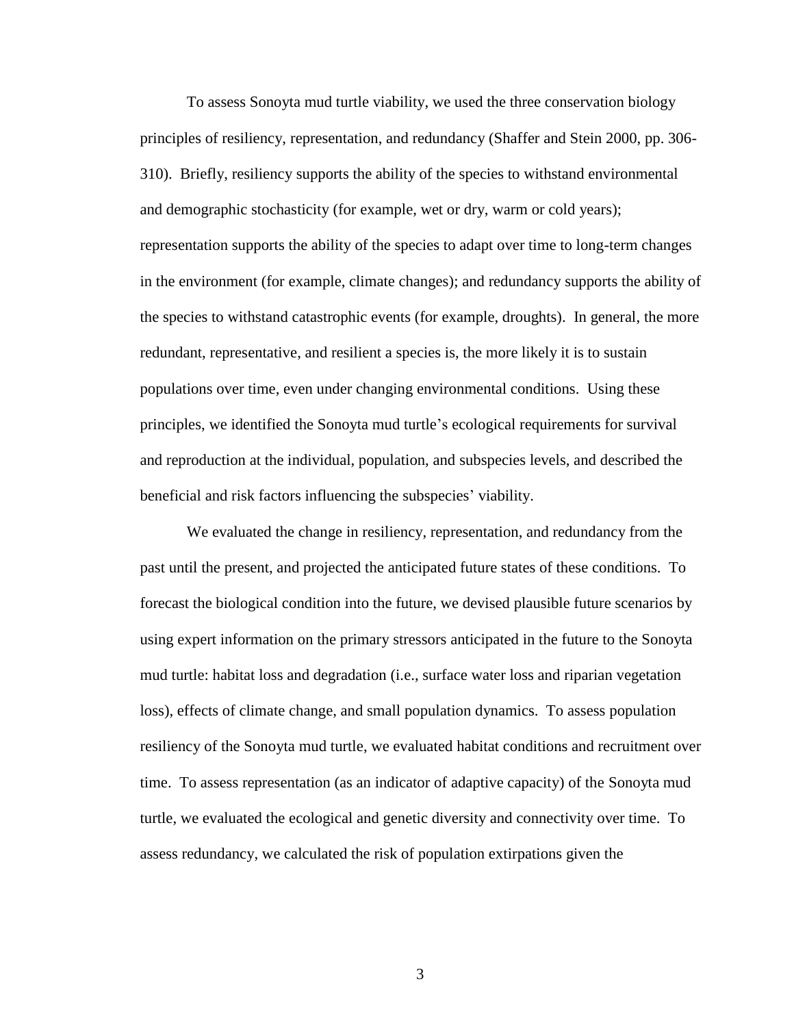To assess Sonoyta mud turtle viability, we used the three conservation biology principles of resiliency, representation, and redundancy (Shaffer and Stein 2000, pp. 306-310). Briefly, resiliency supports the ability of the species to withstand environmental and demographic stochasticity (for example, wet or dry, warm or cold years); representation supports the ability of the species to adapt over time to long-term changes in the environment (for example, climate changes); and redundancy supports the ability of the species to withstand catastrophic events (for example, droughts). In general, the more redundant, representative, and resilient a species is, the more likely it is to sustain populations over time, even under changing environmental conditions. Using these principles, we identified the Sonoyta mud turtle's ecological requirements for survival and reproduction at the individual, population, and subspecies levels, and described the beneficial and risk factors influencing the subspecies' viability.

We evaluated the change in resiliency, representation, and redundancy from the past until the present, and projected the anticipated future states of these conditions. To forecast the biological condition into the future, we devised plausible future scenarios by using expert information on the primary stressors anticipated in the future to the Sonoyta mud turtle: habitat loss and degradation (i.e., surface water loss and riparian vegetation loss), effects of climate change, and small population dynamics. To assess population resiliency of the Sonoyta mud turtle, we evaluated habitat conditions and recruitment over time. To assess representation (as an indicator of adaptive capacity) of the Sonoyta mud turtle, we evaluated the ecological and genetic diversity and connectivity over time. To assess redundancy, we calculated the risk of population extirpations given the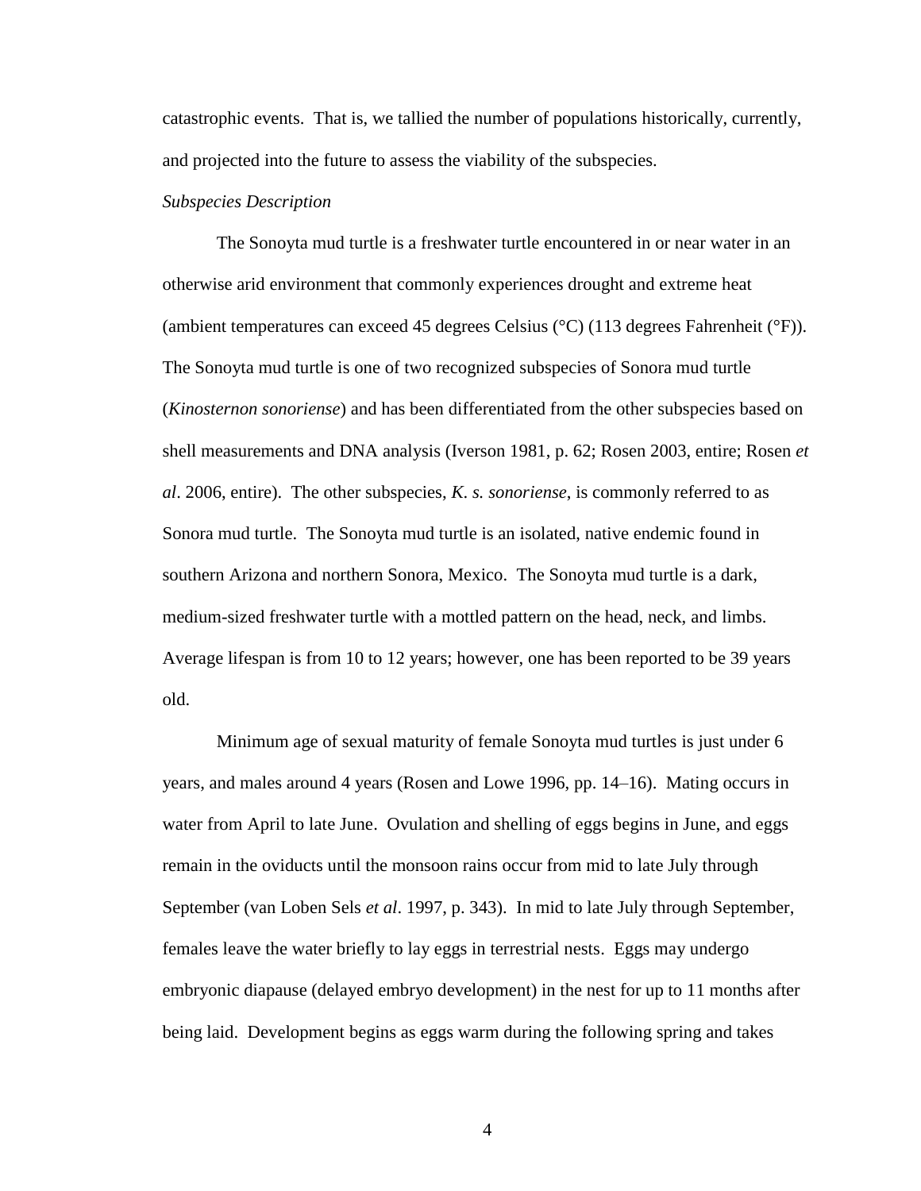catastrophic events. That is, we tallied the number of populations historically, currently, and projected into the future to assess the viability of the subspecies.

*Subspecies Description*

The Sonoyta mud turtle is a freshwater turtle encountered in or near water in an otherwise arid environment that commonly experiences drought and extreme heat (ambient temperatures can exceed 45 degrees Celsius (°C) (113 degrees Fahrenheit (°F)). The Sonoyta mud turtle is one of two recognized subspecies of Sonora mud turtle (*Kinosternon sonoriense*) and has been differentiated from the other subspecies based on shell measurements and DNA analysis (Iverson 1981, p. 62; Rosen 2003, entire; Rosen *et al*. 2006, entire). The other subspecies, *K. s. sonoriense*, is commonly referred to as Sonora mud turtle. The Sonoyta mud turtle is an isolated, native endemic found in southern Arizona and northern Sonora, Mexico. The Sonoyta mud turtle is a dark, medium-sized freshwater turtle with a mottled pattern on the head, neck, and limbs. Average lifespan is from 10 to 12 years; however, one has been reported to be 39 years old.

Minimum age of sexual maturity of female Sonoyta mud turtles is just under 6 years, and males around 4 years (Rosen and Lowe 1996, pp. 14–16). Mating occurs in water from April to late June. Ovulation and shelling of eggs begins in June, and eggs remain in the oviducts until the monsoon rains occur from mid to late July through September (van Loben Sels *et al*. 1997, p. 343). In mid to late July through September, females leave the water briefly to lay eggs in terrestrial nests. Eggs may undergo embryonic diapause (delayed embryo development) in the nest for up to 11 months after being laid. Development begins as eggs warm during the following spring and takes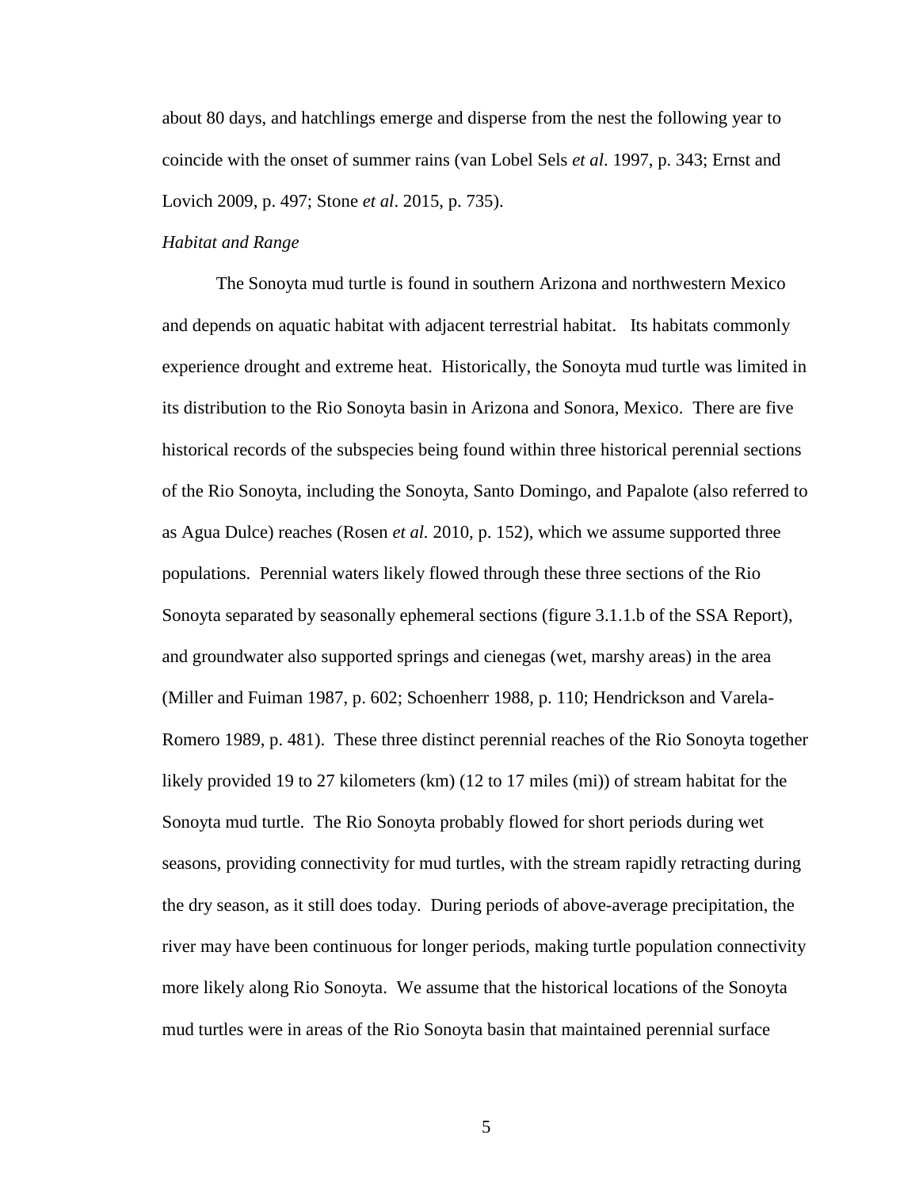about 80 days, and hatchlings emerge and disperse from the nest the following year to coincide with the onset of summer rains (van Lobel Sels *et al*. 1997, p. 343; Ernst and Lovich 2009, p. 497; Stone *et al*. 2015, p. 735).

*Habitat and Range*

The Sonoyta mud turtle is found in southern Arizona and northwestern Mexico and depends on aquatic habitat with adjacent terrestrial habitat. Its habitats commonly experience drought and extreme heat. Historically, the Sonoyta mud turtle was limited in its distribution to the Rio Sonoyta basin in Arizona and Sonora, Mexico. There are five historical records of the subspecies being found within three historical perennial sections of the Rio Sonoyta, including the Sonoyta, Santo Domingo, and Papalote (also referred to as Agua Dulce) reaches (Rosen *et al.* 2010, p. 152), which we assume supported three populations. Perennial waters likely flowed through these three sections of the Rio Sonoyta separated by seasonally ephemeral sections (figure 3.1.1.b of the SSA Report), and groundwater also supported springs and cienegas (wet, marshy areas) in the area (Miller and Fuiman 1987, p. 602; Schoenherr 1988, p. 110; Hendrickson and Varela-Romero 1989, p. 481). These three distinct perennial reaches of the Rio Sonoyta together likely provided 19 to 27 kilometers (km) (12 to 17 miles (mi)) of stream habitat for the Sonoyta mud turtle. The Rio Sonoyta probably flowed for short periods during wet seasons, providing connectivity for mud turtles, with the stream rapidly retracting during the dry season, as it still does today. During periods of above-average precipitation, the river may have been continuous for longer periods, making turtle population connectivity more likely along Rio Sonoyta. We assume that the historical locations of the Sonoyta mud turtles were in areas of the Rio Sonoyta basin that maintained perennial surface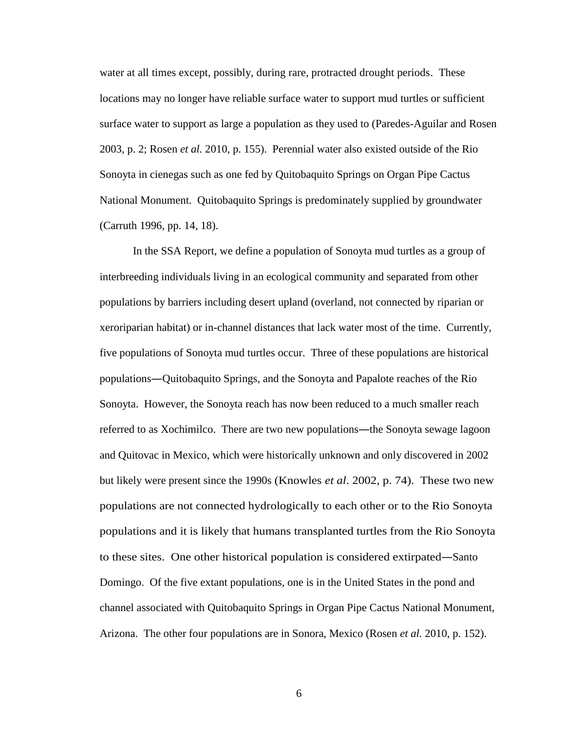water at all times except, possibly, during rare, protracted drought periods. These locations may no longer have reliable surface water to support mud turtles or sufficient surface water to support as large a population as they used to (Paredes-Aguilar and Rosen 2003, p. 2; Rosen *et al.* 2010, p. 155). Perennial water also existed outside of the Rio Sonoyta in cienegas such as one fed by Quitobaquito Springs on Organ Pipe Cactus National Monument. Quitobaquito Springs is predominately supplied by groundwater (Carruth 1996, pp. 14, 18).

In the SSA Report, we define a population of Sonoyta mud turtles as a group of interbreeding individuals living in an ecological community and separated from other populations by barriers including desert upland (overland, not connected by riparian or xeroriparian habitat) or in-channel distances that lack water most of the time. Currently, five populations of Sonoyta mud turtles occur. Three of these populations are historical populations—Quitobaquito Springs, and the Sonoyta and Papalote reaches of the Rio Sonoyta. However, the Sonoyta reach has now been reduced to a much smaller reach referred to as Xochimilco. There are two new populations—the Sonoyta sewage lagoon and Quitovac in Mexico, which were historically unknown and only discovered in 2002 but likely were present since the 1990s (Knowles *et al*. 2002, p. 74). These two new populations are not connected hydrologically to each other or to the Rio Sonoyta populations and it is likely that humans transplanted turtles from the Rio Sonoyta to these sites. One other historical population is considered extirpated—Santo Domingo. Of the five extant populations, one is in the United States in the pond and channel associated with Quitobaquito Springs in Organ Pipe Cactus National Monument, Arizona. The other four populations are in Sonora, Mexico (Rosen *et al.* 2010, p. 152).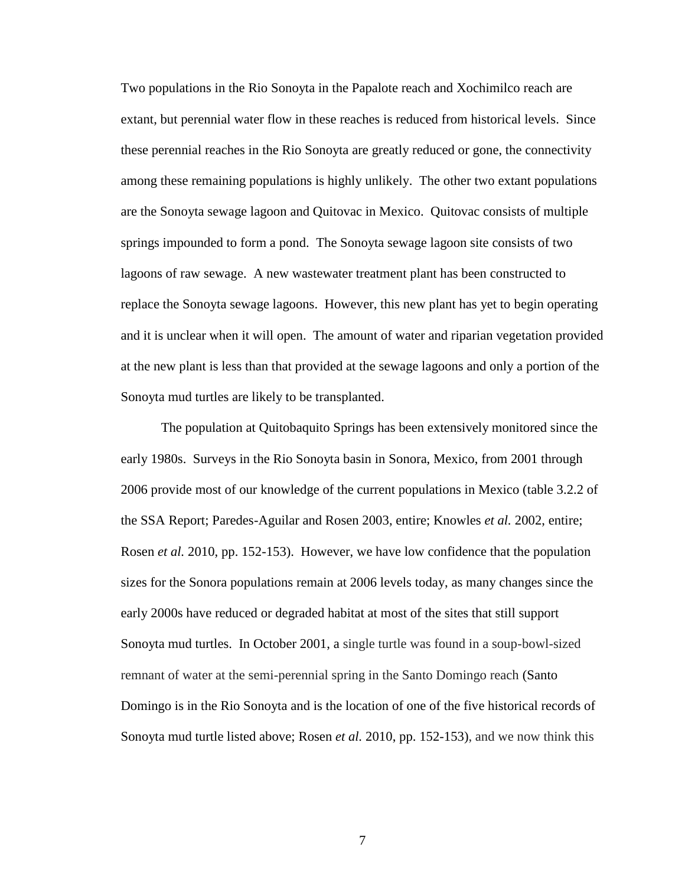Two populations in the Rio Sonoyta in the Papalote reach and Xochimilco reach are extant, but perennial water flow in these reaches is reduced from historical levels. Since these perennial reaches in the Rio Sonoyta are greatly reduced or gone, the connectivity among these remaining populations is highly unlikely. The other two extant populations are the Sonoyta sewage lagoon and Quitovac in Mexico. Quitovac consists of multiple springs impounded to form a pond. The Sonoyta sewage lagoon site consists of two lagoons of raw sewage. A new wastewater treatment plant has been constructed to replace the Sonoyta sewage lagoons. However, this new plant has yet to begin operating and it is unclear when it will open. The amount of water and riparian vegetation provided at the new plant is less than that provided at the sewage lagoons and only a portion of the Sonoyta mud turtles are likely to be transplanted.

The population at Quitobaquito Springs has been extensively monitored since the early 1980s. Surveys in the Rio Sonoyta basin in Sonora, Mexico, from 2001 through 2006 provide most of our knowledge of the current populations in Mexico (table 3.2.2 of the SSA Report; Paredes-Aguilar and Rosen 2003, entire; Knowles *et al.* 2002, entire; Rosen *et al.* 2010, pp. 152-153). However, we have low confidence that the population sizes for the Sonora populations remain at 2006 levels today, as many changes since the early 2000s have reduced or degraded habitat at most of the sites that still support Sonoyta mud turtles. In October 2001, a single turtle was found in a soup-bowl-sized remnant of water at the semi-perennial spring in the Santo Domingo reach (Santo Domingo is in the Rio Sonoyta and is the location of one of the five historical records of Sonoyta mud turtle listed above; Rosen *et al.* 2010, pp. 152-153), and we now think this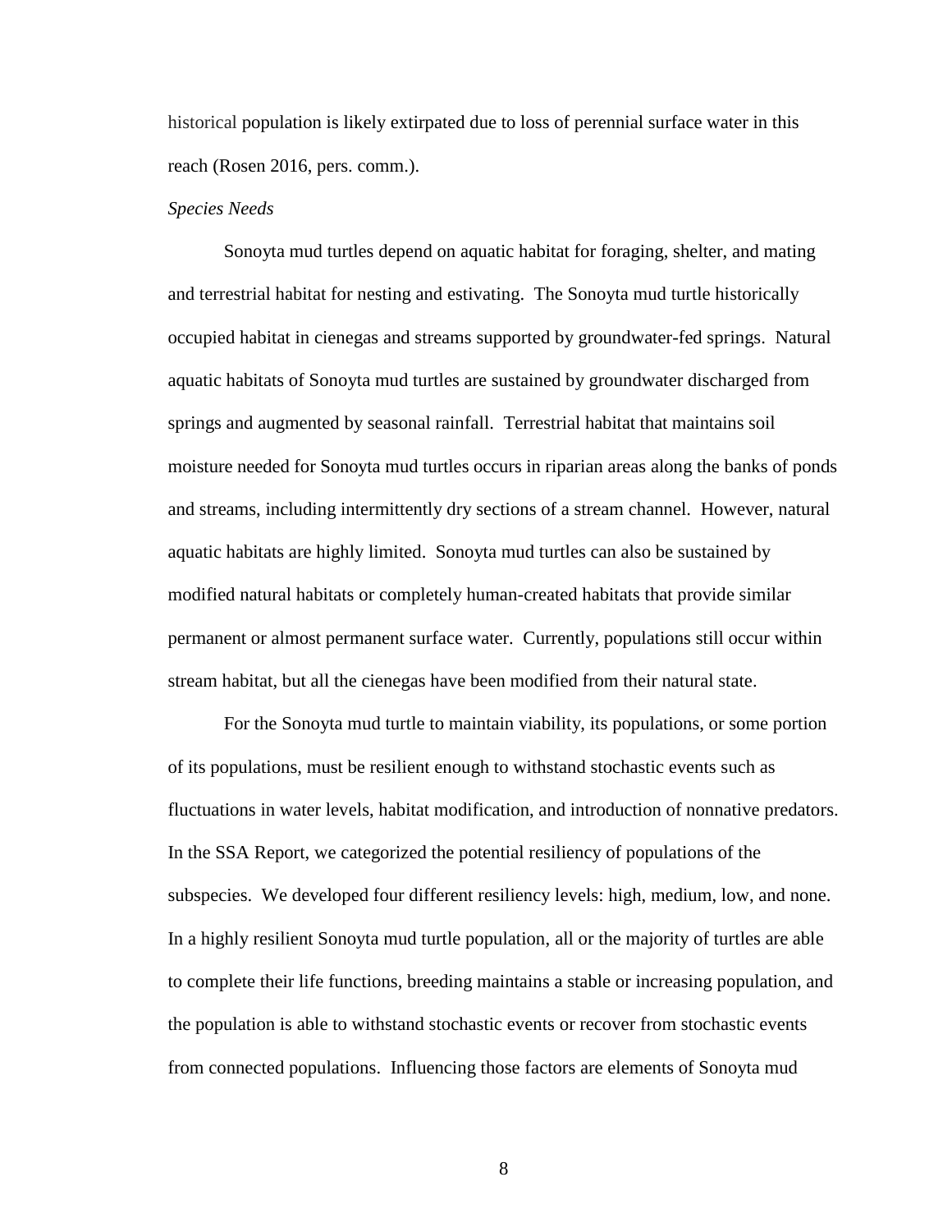historical population is likely extirpated due to loss of perennial surface water in this reach (Rosen 2016, pers. comm.).

*Species Needs*

Sonoyta mud turtles depend on aquatic habitat for foraging, shelter, and mating and terrestrial habitat for nesting and estivating. The Sonoyta mud turtle historically occupied habitat in cienegas and streams supported by groundwater-fed springs. Natural aquatic habitats of Sonoyta mud turtles are sustained by groundwater discharged from springs and augmented by seasonal rainfall. Terrestrial habitat that maintains soil moisture needed for Sonoyta mud turtles occurs in riparian areas along the banks of ponds and streams, including intermittently dry sections of a stream channel. However, natural aquatic habitats are highly limited. Sonoyta mud turtles can also be sustained by modified natural habitats or completely human-created habitats that provide similar permanent or almost permanent surface water. Currently, populations still occur within stream habitat, but all the cienegas have been modified from their natural state.

For the Sonoyta mud turtle to maintain viability, its populations, or some portion of its populations, must be resilient enough to withstand stochastic events such as fluctuations in water levels, habitat modification, and introduction of nonnative predators. In the SSA Report, we categorized the potential resiliency of populations of the subspecies. We developed four different resiliency levels: high, medium, low, and none. In a highly resilient Sonoyta mud turtle population, all or the majority of turtles are able to complete their life functions, breeding maintains a stable or increasing population, and the population is able to withstand stochastic events or recover from stochastic events from connected populations. Influencing those factors are elements of Sonoyta mud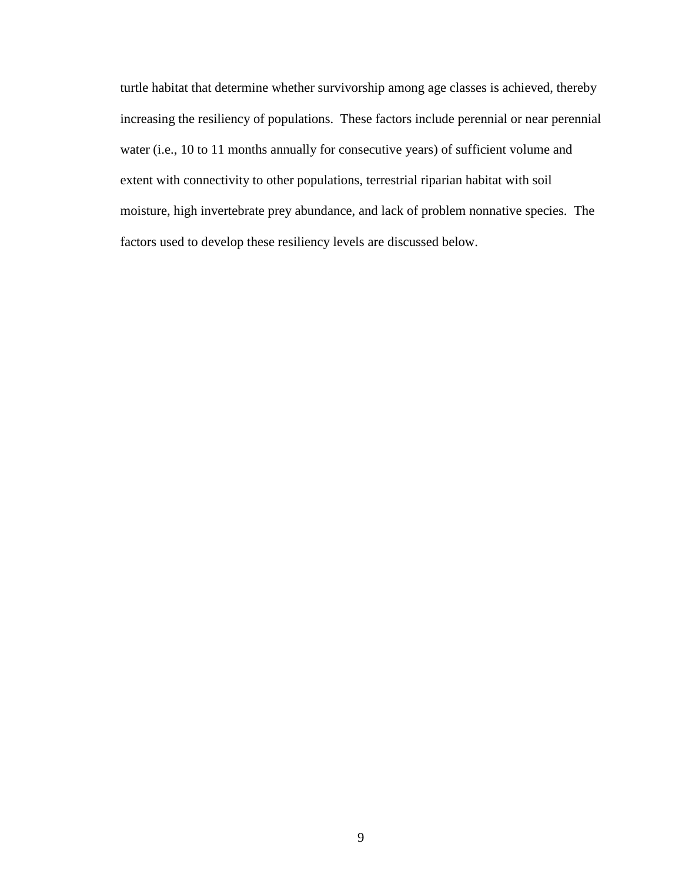turtle habitat that determine whether survivorship among age classes is achieved, thereby increasing the resiliency of populations. These factors include perennial or near perennial water (i.e., 10 to 11 months annually for consecutive years) of sufficient volume and extent with connectivity to other populations, terrestrial riparian habitat with soil moisture, high invertebrate prey abundance, and lack of problem nonnative species. The factors used to develop these resiliency levels are discussed below.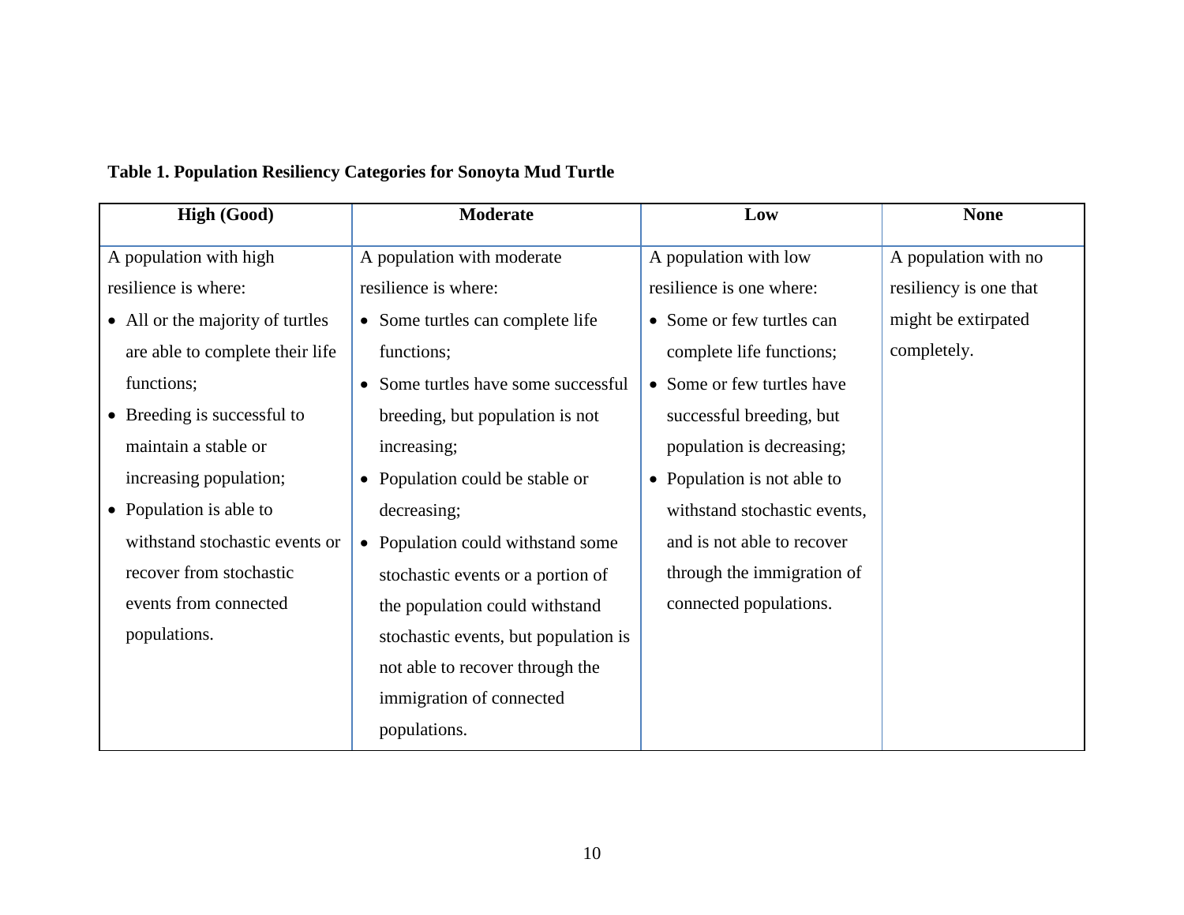**Table 1. Population Resiliency Categories for Sonoyta Mud Turtle**

| High (Good) | Moderate | Low | None |
|---|---|---|---|
| A population with high resilience is where:<br>• All or the majority of turtles are able to complete their life functions;<br>• Breeding is successful to maintain a stable or increasing population;<br>• Population is able to withstand stochastic events or recover from stochastic events from connected populations. | A population with moderate resilience is where:<br>• Some turtles can complete life functions;<br>• Some turtles have some successful breeding, but population is not increasing;<br>• Population could be stable or decreasing;<br>• Population could withstand some stochastic events or a portion of the population could withstand stochastic events, but population is not able to recover through the immigration of connected populations. | A population with low resilience is one where:<br>• Some or few turtles can complete life functions;<br>• Some or few turtles have successful breeding, but population is decreasing;<br>• Population is not able to withstand stochastic events, and is not able to recover through the immigration of connected populations. | A population with no resiliency is one that might be extirpated completely. |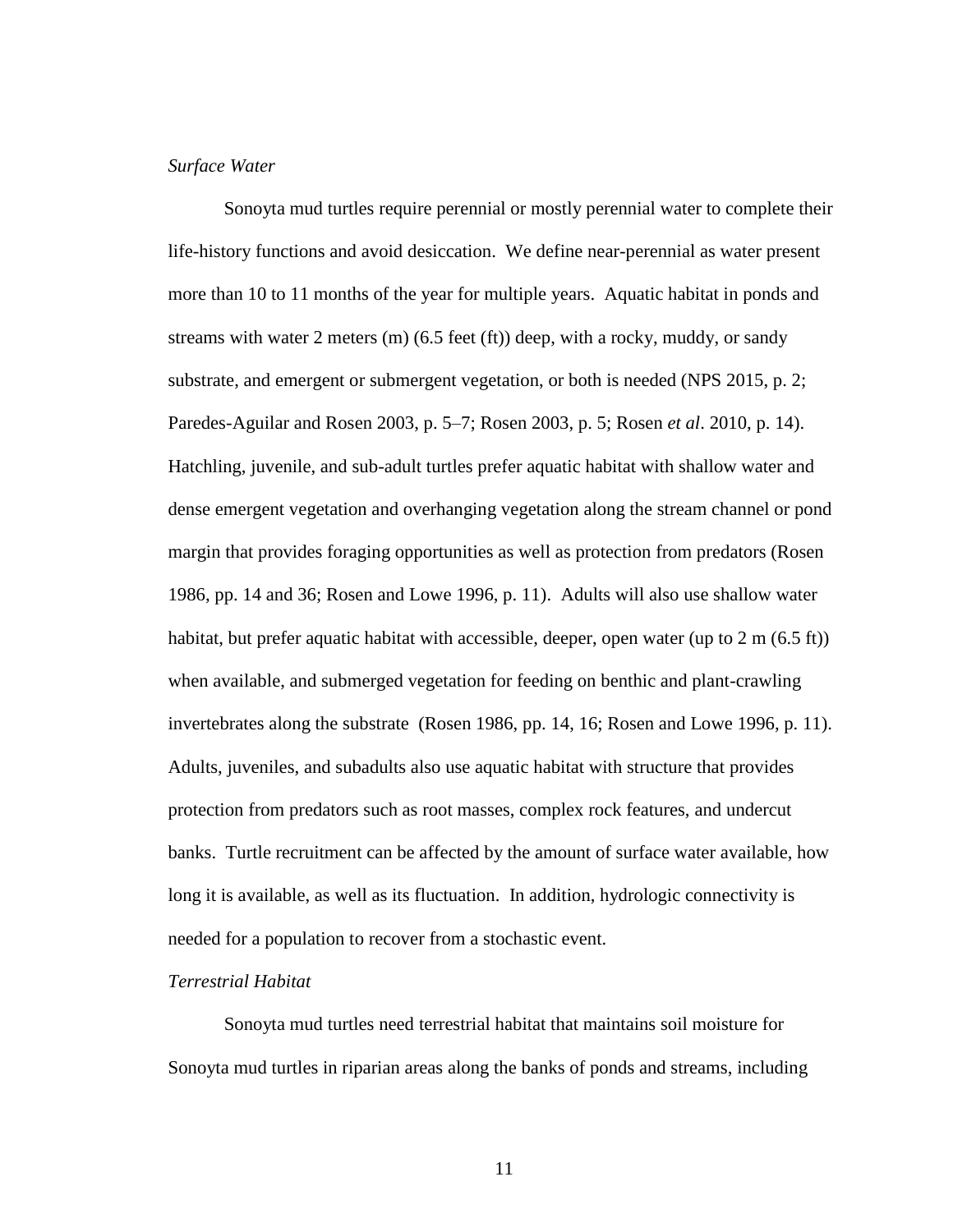*Surface Water*

Sonoyta mud turtles require perennial or mostly perennial water to complete their life-history functions and avoid desiccation. We define near-perennial as water present more than 10 to 11 months of the year for multiple years. Aquatic habitat in ponds and streams with water 2 meters (m) (6.5 feet (ft)) deep, with a rocky, muddy, or sandy substrate, and emergent or submergent vegetation, or both is needed (NPS 2015, p. 2; Paredes-Aguilar and Rosen 2003, p. 5–7; Rosen 2003, p. 5; Rosen *et al*. 2010, p. 14). Hatchling, juvenile, and sub-adult turtles prefer aquatic habitat with shallow water and dense emergent vegetation and overhanging vegetation along the stream channel or pond margin that provides foraging opportunities as well as protection from predators (Rosen 1986, pp. 14 and 36; Rosen and Lowe 1996, p. 11). Adults will also use shallow water habitat, but prefer aquatic habitat with accessible, deeper, open water (up to 2 m (6.5 ft)) when available, and submerged vegetation for feeding on benthic and plant-crawling invertebrates along the substrate (Rosen 1986, pp. 14, 16; Rosen and Lowe 1996, p. 11). Adults, juveniles, and subadults also use aquatic habitat with structure that provides protection from predators such as root masses, complex rock features, and undercut banks. Turtle recruitment can be affected by the amount of surface water available, how long it is available, as well as its fluctuation. In addition, hydrologic connectivity is needed for a population to recover from a stochastic event.

*Terrestrial Habitat*

Sonoyta mud turtles need terrestrial habitat that maintains soil moisture for Sonoyta mud turtles in riparian areas along the banks of ponds and streams, including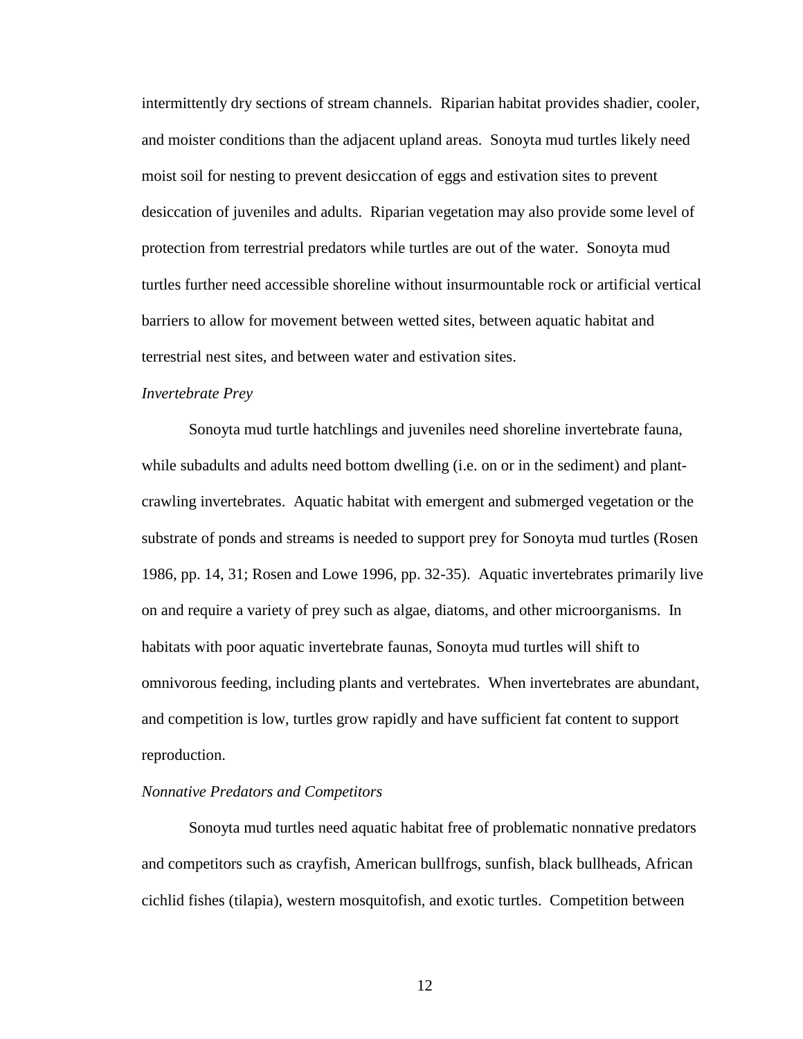intermittently dry sections of stream channels. Riparian habitat provides shadier, cooler, and moister conditions than the adjacent upland areas. Sonoyta mud turtles likely need moist soil for nesting to prevent desiccation of eggs and estivation sites to prevent desiccation of juveniles and adults. Riparian vegetation may also provide some level of protection from terrestrial predators while turtles are out of the water. Sonoyta mud turtles further need accessible shoreline without insurmountable rock or artificial vertical barriers to allow for movement between wetted sites, between aquatic habitat and terrestrial nest sites, and between water and estivation sites.

*Invertebrate Prey*

Sonoyta mud turtle hatchlings and juveniles need shoreline invertebrate fauna, while subadults and adults need bottom dwelling (i.e. on or in the sediment) and plant-crawling invertebrates. Aquatic habitat with emergent and submerged vegetation or the substrate of ponds and streams is needed to support prey for Sonoyta mud turtles (Rosen 1986, pp. 14, 31; Rosen and Lowe 1996, pp. 32-35). Aquatic invertebrates primarily live on and require a variety of prey such as algae, diatoms, and other microorganisms. In habitats with poor aquatic invertebrate faunas, Sonoyta mud turtles will shift to omnivorous feeding, including plants and vertebrates. When invertebrates are abundant, and competition is low, turtles grow rapidly and have sufficient fat content to support reproduction.

*Nonnative Predators and Competitors*

Sonoyta mud turtles need aquatic habitat free of problematic nonnative predators and competitors such as crayfish, American bullfrogs, sunfish, black bullheads, African cichlid fishes (tilapia), western mosquitofish, and exotic turtles. Competition between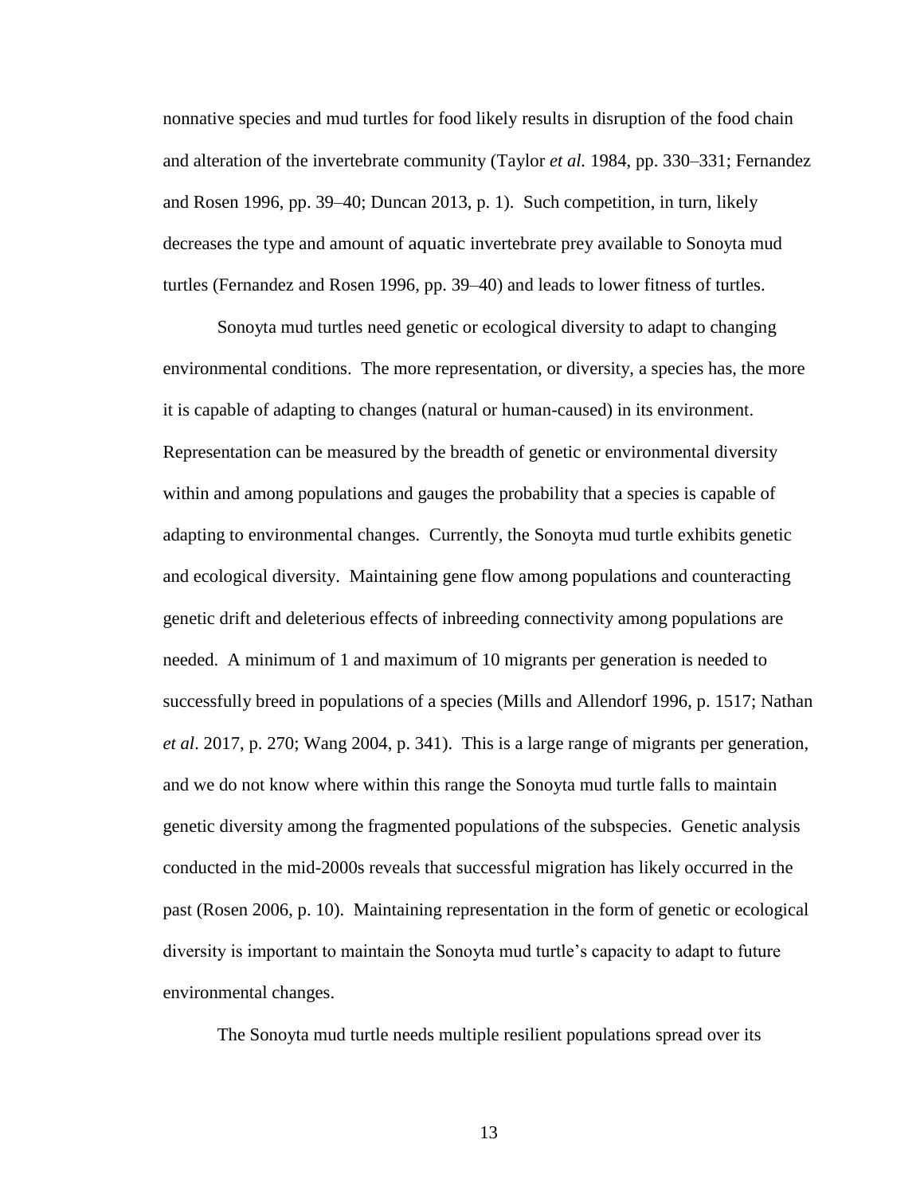nonnative species and mud turtles for food likely results in disruption of the food chain and alteration of the invertebrate community (Taylor *et al.* 1984, pp. 330–331; Fernandez and Rosen 1996, pp. 39–40; Duncan 2013, p. 1). Such competition, in turn, likely decreases the type and amount of aquatic invertebrate prey available to Sonoyta mud turtles (Fernandez and Rosen 1996, pp. 39–40) and leads to lower fitness of turtles.

Sonoyta mud turtles need genetic or ecological diversity to adapt to changing environmental conditions. The more representation, or diversity, a species has, the more it is capable of adapting to changes (natural or human-caused) in its environment. Representation can be measured by the breadth of genetic or environmental diversity within and among populations and gauges the probability that a species is capable of adapting to environmental changes. Currently, the Sonoyta mud turtle exhibits genetic and ecological diversity. Maintaining gene flow among populations and counteracting genetic drift and deleterious effects of inbreeding connectivity among populations are needed. A minimum of 1 and maximum of 10 migrants per generation is needed to successfully breed in populations of a species (Mills and Allendorf 1996, p. 1517; Nathan *et al*. 2017, p. 270; Wang 2004, p. 341). This is a large range of migrants per generation, and we do not know where within this range the Sonoyta mud turtle falls to maintain genetic diversity among the fragmented populations of the subspecies. Genetic analysis conducted in the mid-2000s reveals that successful migration has likely occurred in the past (Rosen 2006, p. 10). Maintaining representation in the form of genetic or ecological diversity is important to maintain the Sonoyta mud turtle's capacity to adapt to future environmental changes.

The Sonoyta mud turtle needs multiple resilient populations spread over its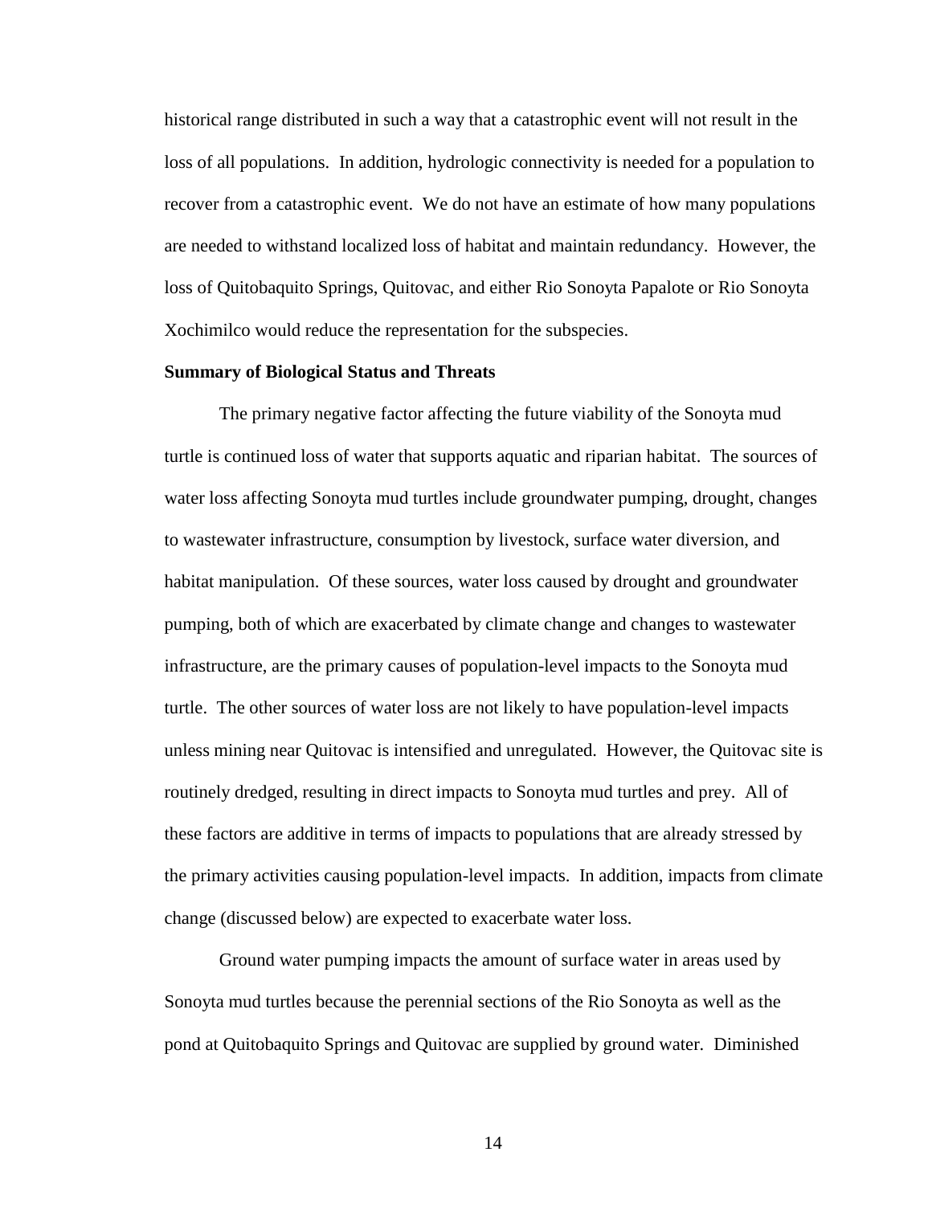historical range distributed in such a way that a catastrophic event will not result in the loss of all populations. In addition, hydrologic connectivity is needed for a population to recover from a catastrophic event. We do not have an estimate of how many populations are needed to withstand localized loss of habitat and maintain redundancy. However, the loss of Quitobaquito Springs, Quitovac, and either Rio Sonoyta Papalote or Rio Sonoyta Xochimilco would reduce the representation for the subspecies.

**Summary of Biological Status and Threats**

The primary negative factor affecting the future viability of the Sonoyta mud turtle is continued loss of water that supports aquatic and riparian habitat. The sources of water loss affecting Sonoyta mud turtles include groundwater pumping, drought, changes to wastewater infrastructure, consumption by livestock, surface water diversion, and habitat manipulation. Of these sources, water loss caused by drought and groundwater pumping, both of which are exacerbated by climate change and changes to wastewater infrastructure, are the primary causes of population-level impacts to the Sonoyta mud turtle. The other sources of water loss are not likely to have population-level impacts unless mining near Quitovac is intensified and unregulated. However, the Quitovac site is routinely dredged, resulting in direct impacts to Sonoyta mud turtles and prey. All of these factors are additive in terms of impacts to populations that are already stressed by the primary activities causing population-level impacts. In addition, impacts from climate change (discussed below) are expected to exacerbate water loss.

Ground water pumping impacts the amount of surface water in areas used by Sonoyta mud turtles because the perennial sections of the Rio Sonoyta as well as the pond at Quitobaquito Springs and Quitovac are supplied by ground water. Diminished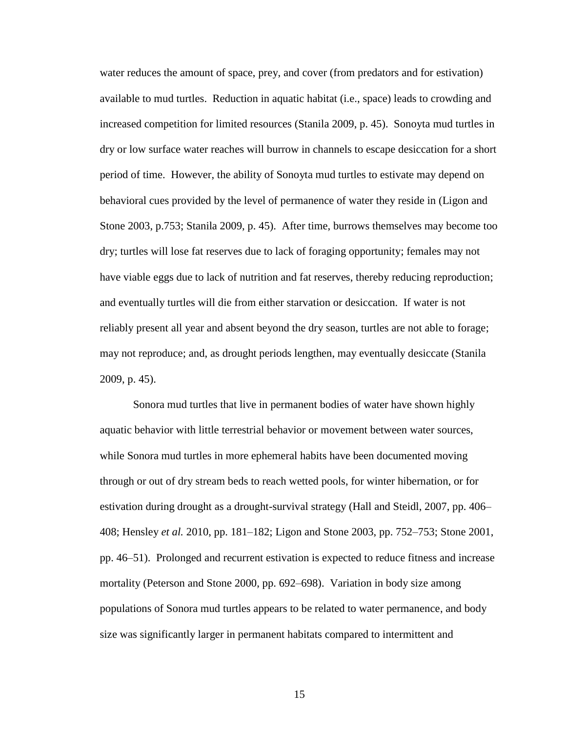water reduces the amount of space, prey, and cover (from predators and for estivation) available to mud turtles. Reduction in aquatic habitat (i.e., space) leads to crowding and increased competition for limited resources (Stanila 2009, p. 45). Sonoyta mud turtles in dry or low surface water reaches will burrow in channels to escape desiccation for a short period of time. However, the ability of Sonoyta mud turtles to estivate may depend on behavioral cues provided by the level of permanence of water they reside in (Ligon and Stone 2003, p.753; Stanila 2009, p. 45). After time, burrows themselves may become too dry; turtles will lose fat reserves due to lack of foraging opportunity; females may not have viable eggs due to lack of nutrition and fat reserves, thereby reducing reproduction; and eventually turtles will die from either starvation or desiccation. If water is not reliably present all year and absent beyond the dry season, turtles are not able to forage; may not reproduce; and, as drought periods lengthen, may eventually desiccate (Stanila 2009, p. 45).

Sonora mud turtles that live in permanent bodies of water have shown highly aquatic behavior with little terrestrial behavior or movement between water sources, while Sonora mud turtles in more ephemeral habits have been documented moving through or out of dry stream beds to reach wetted pools, for winter hibernation, or for estivation during drought as a drought-survival strategy (Hall and Steidl, 2007, pp. 406–408; Hensley *et al.* 2010, pp. 181–182; Ligon and Stone 2003, pp. 752–753; Stone 2001, pp. 46–51). Prolonged and recurrent estivation is expected to reduce fitness and increase mortality (Peterson and Stone 2000, pp. 692–698). Variation in body size among populations of Sonora mud turtles appears to be related to water permanence, and body size was significantly larger in permanent habitats compared to intermittent and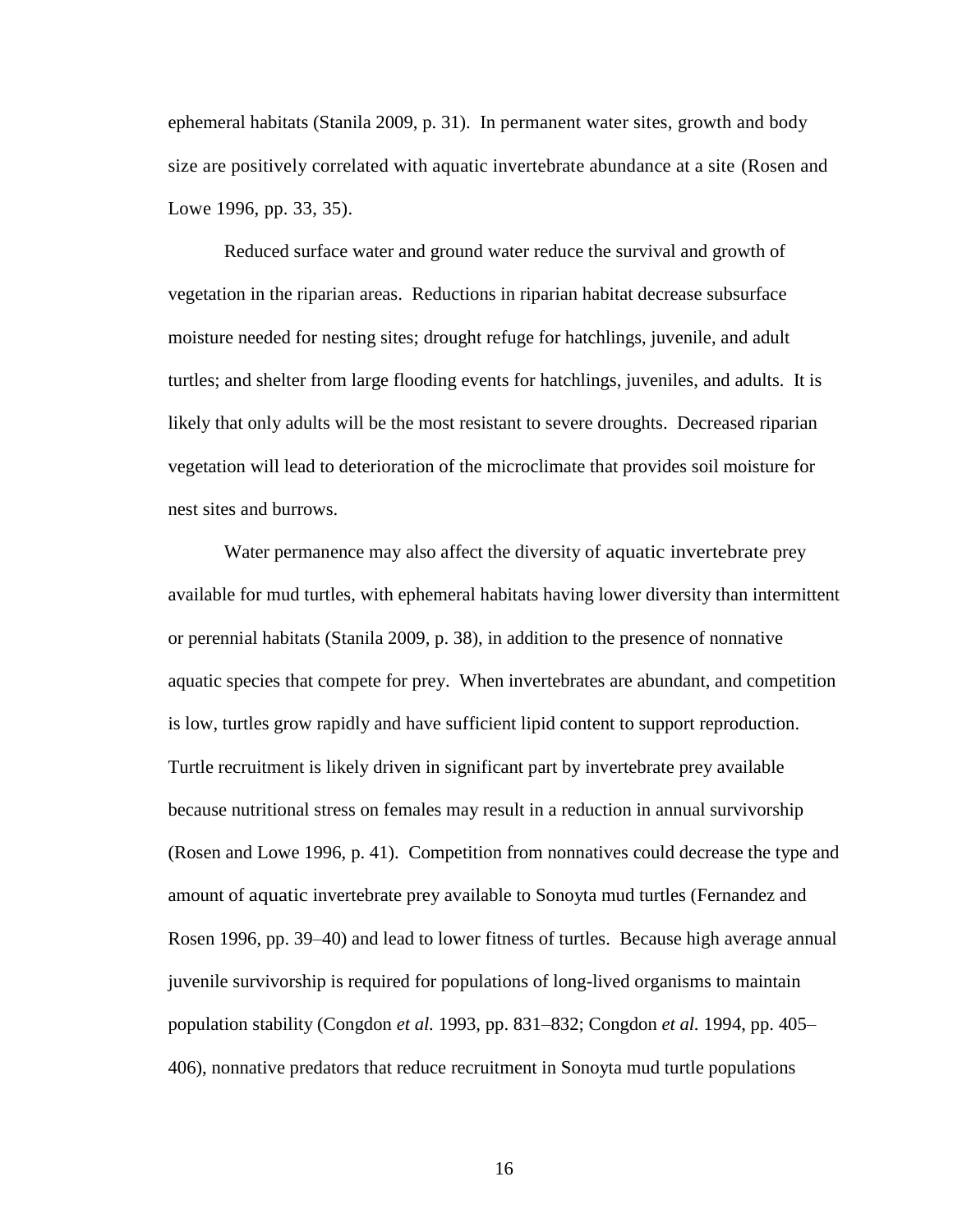ephemeral habitats (Stanila 2009, p. 31). In permanent water sites, growth and body size are positively correlated with aquatic invertebrate abundance at a site (Rosen and Lowe 1996, pp. 33, 35).

Reduced surface water and ground water reduce the survival and growth of vegetation in the riparian areas. Reductions in riparian habitat decrease subsurface moisture needed for nesting sites; drought refuge for hatchlings, juvenile, and adult turtles; and shelter from large flooding events for hatchlings, juveniles, and adults. It is likely that only adults will be the most resistant to severe droughts. Decreased riparian vegetation will lead to deterioration of the microclimate that provides soil moisture for nest sites and burrows.

Water permanence may also affect the diversity of aquatic invertebrate prey available for mud turtles, with ephemeral habitats having lower diversity than intermittent or perennial habitats (Stanila 2009, p. 38), in addition to the presence of nonnative aquatic species that compete for prey. When invertebrates are abundant, and competition is low, turtles grow rapidly and have sufficient lipid content to support reproduction. Turtle recruitment is likely driven in significant part by invertebrate prey available because nutritional stress on females may result in a reduction in annual survivorship (Rosen and Lowe 1996, p. 41). Competition from nonnatives could decrease the type and amount of aquatic invertebrate prey available to Sonoyta mud turtles (Fernandez and Rosen 1996, pp. 39–40) and lead to lower fitness of turtles. Because high average annual juvenile survivorship is required for populations of long-lived organisms to maintain population stability (Congdon *et al.* 1993, pp. 831–832; Congdon *et al.* 1994, pp. 405–406), nonnative predators that reduce recruitment in Sonoyta mud turtle populations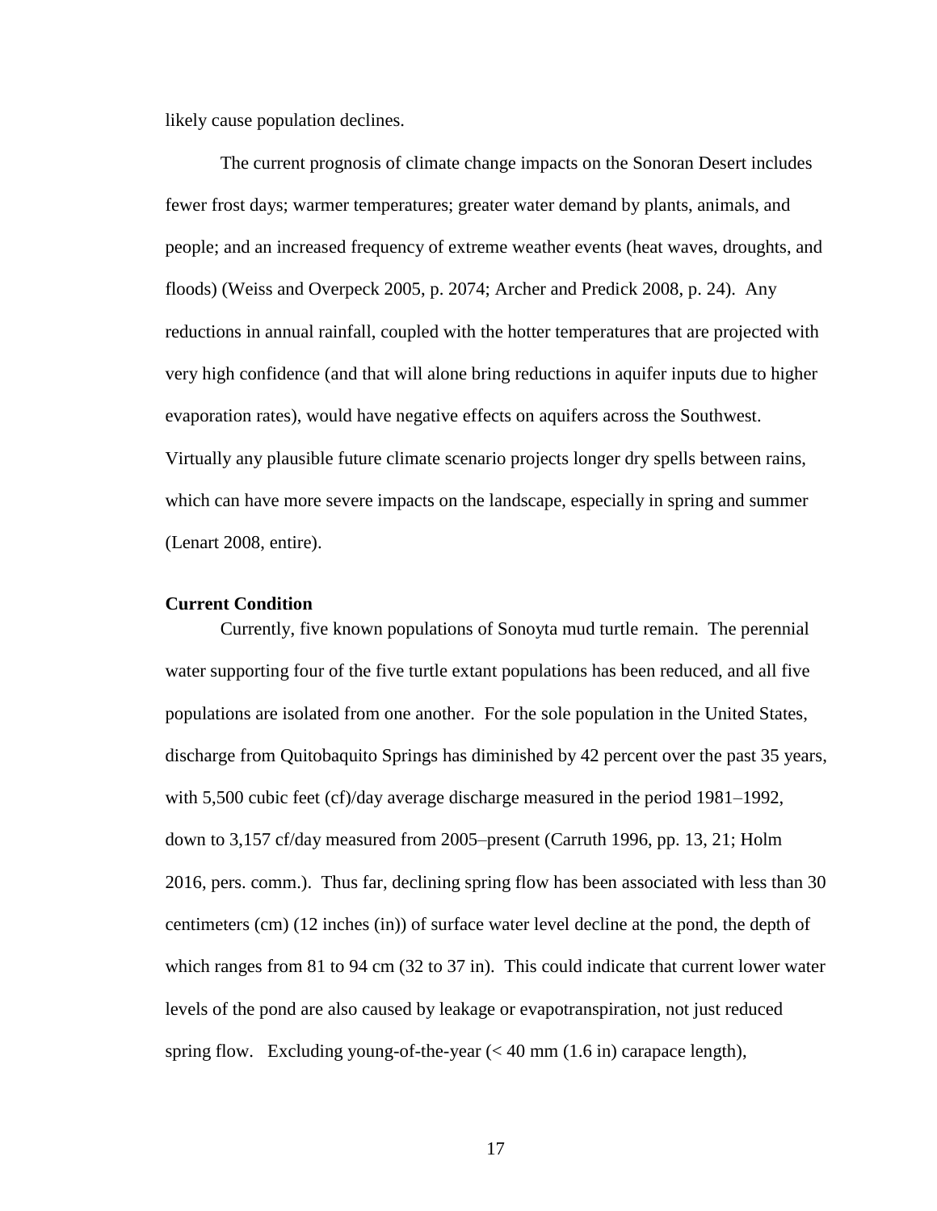likely cause population declines.

The current prognosis of climate change impacts on the Sonoran Desert includes fewer frost days; warmer temperatures; greater water demand by plants, animals, and people; and an increased frequency of extreme weather events (heat waves, droughts, and floods) (Weiss and Overpeck 2005, p. 2074; Archer and Predick 2008, p. 24). Any reductions in annual rainfall, coupled with the hotter temperatures that are projected with very high confidence (and that will alone bring reductions in aquifer inputs due to higher evaporation rates), would have negative effects on aquifers across the Southwest. Virtually any plausible future climate scenario projects longer dry spells between rains, which can have more severe impacts on the landscape, especially in spring and summer (Lenart 2008, entire).

**Current Condition**

Currently, five known populations of Sonoyta mud turtle remain. The perennial water supporting four of the five turtle extant populations has been reduced, and all five populations are isolated from one another. For the sole population in the United States, discharge from Quitobaquito Springs has diminished by 42 percent over the past 35 years, with 5,500 cubic feet (cf)/day average discharge measured in the period 1981–1992, down to 3,157 cf/day measured from 2005–present (Carruth 1996, pp. 13, 21; Holm 2016, pers. comm.). Thus far, declining spring flow has been associated with less than 30 centimeters (cm) (12 inches (in)) of surface water level decline at the pond, the depth of which ranges from 81 to 94 cm (32 to 37 in). This could indicate that current lower water levels of the pond are also caused by leakage or evapotranspiration, not just reduced spring flow. Excluding young-of-the-year (< 40 mm (1.6 in) carapace length),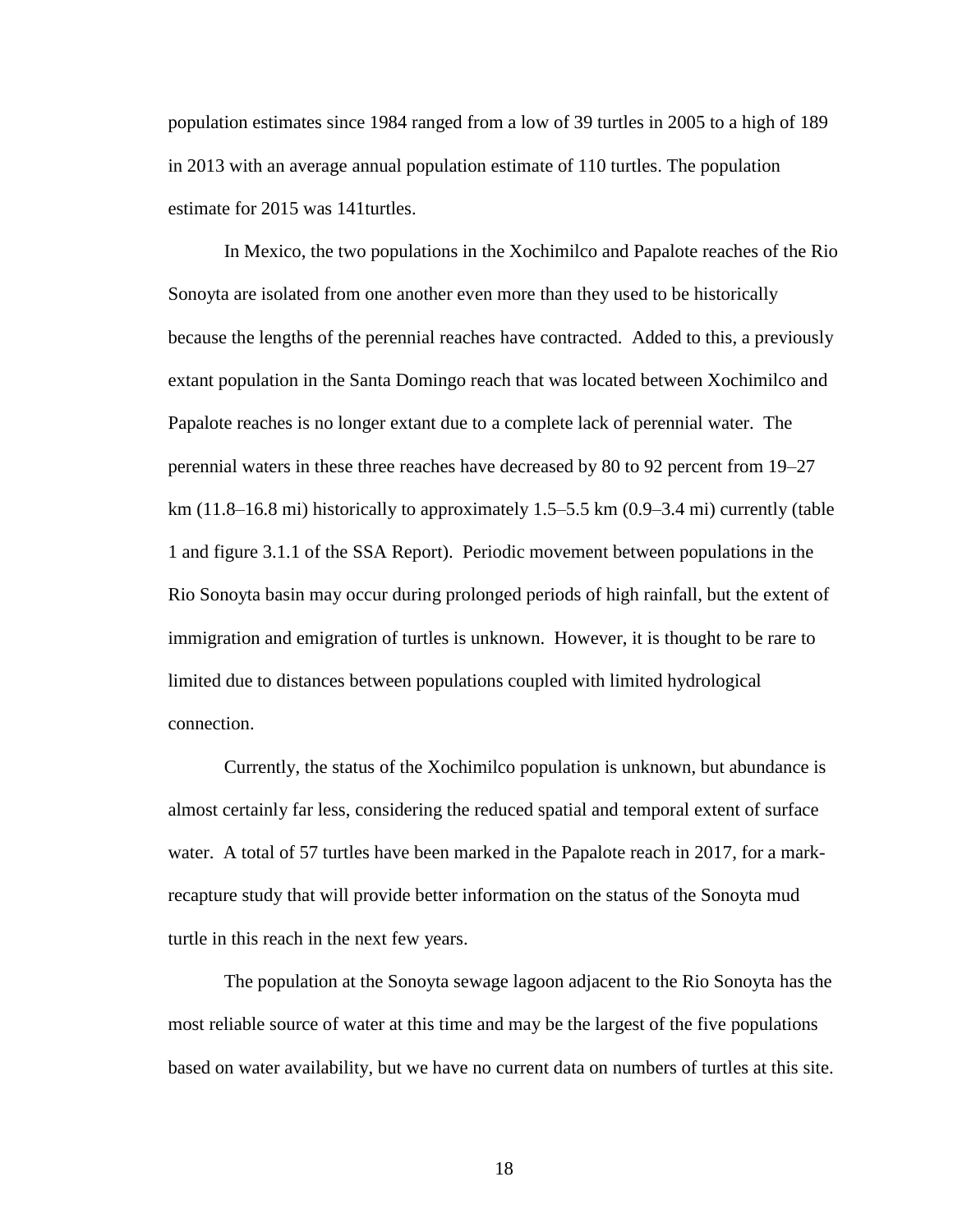population estimates since 1984 ranged from a low of 39 turtles in 2005 to a high of 189 in 2013 with an average annual population estimate of 110 turtles. The population estimate for 2015 was 141turtles.

In Mexico, the two populations in the Xochimilco and Papalote reaches of the Rio Sonoyta are isolated from one another even more than they used to be historically because the lengths of the perennial reaches have contracted. Added to this, a previously extant population in the Santa Domingo reach that was located between Xochimilco and Papalote reaches is no longer extant due to a complete lack of perennial water. The perennial waters in these three reaches have decreased by 80 to 92 percent from 19–27 km (11.8–16.8 mi) historically to approximately 1.5–5.5 km (0.9–3.4 mi) currently (table 1 and figure 3.1.1 of the SSA Report). Periodic movement between populations in the Rio Sonoyta basin may occur during prolonged periods of high rainfall, but the extent of immigration and emigration of turtles is unknown. However, it is thought to be rare to limited due to distances between populations coupled with limited hydrological connection.

Currently, the status of the Xochimilco population is unknown, but abundance is almost certainly far less, considering the reduced spatial and temporal extent of surface water. A total of 57 turtles have been marked in the Papalote reach in 2017, for a mark-recapture study that will provide better information on the status of the Sonoyta mud turtle in this reach in the next few years.

The population at the Sonoyta sewage lagoon adjacent to the Rio Sonoyta has the most reliable source of water at this time and may be the largest of the five populations based on water availability, but we have no current data on numbers of turtles at this site.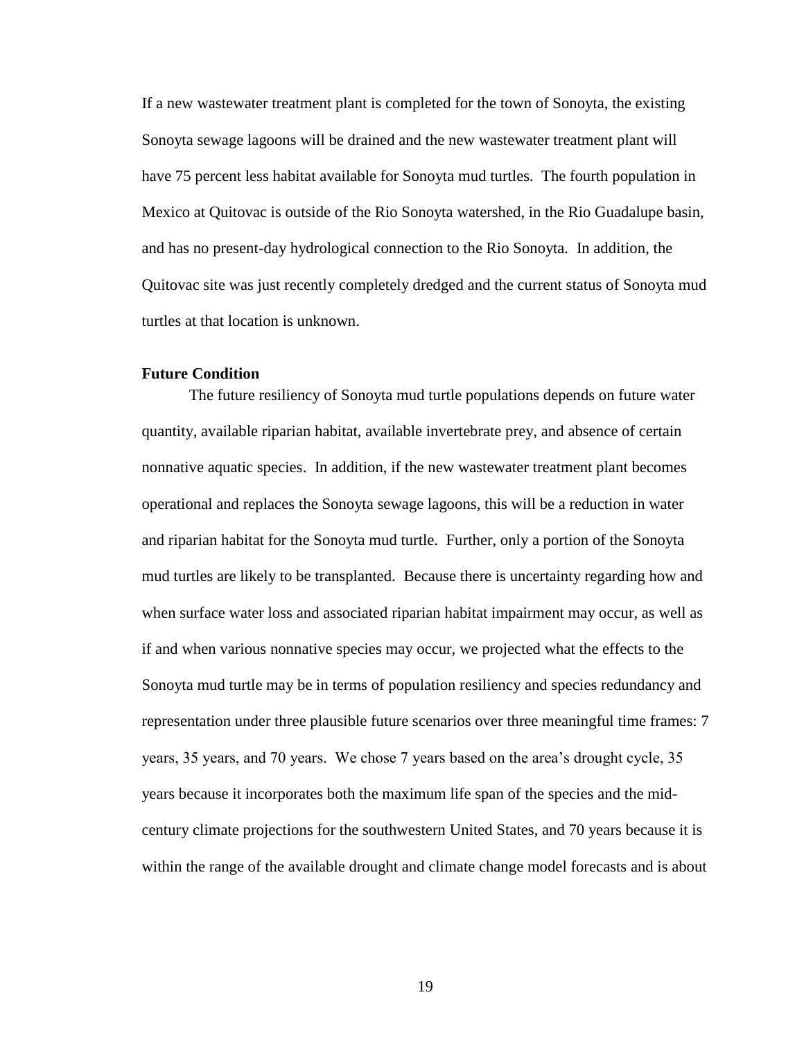If a new wastewater treatment plant is completed for the town of Sonoyta, the existing Sonoyta sewage lagoons will be drained and the new wastewater treatment plant will have 75 percent less habitat available for Sonoyta mud turtles. The fourth population in Mexico at Quitovac is outside of the Rio Sonoyta watershed, in the Rio Guadalupe basin, and has no present-day hydrological connection to the Rio Sonoyta. In addition, the Quitovac site was just recently completely dredged and the current status of Sonoyta mud turtles at that location is unknown.

**Future Condition**

The future resiliency of Sonoyta mud turtle populations depends on future water quantity, available riparian habitat, available invertebrate prey, and absence of certain nonnative aquatic species. In addition, if the new wastewater treatment plant becomes operational and replaces the Sonoyta sewage lagoons, this will be a reduction in water and riparian habitat for the Sonoyta mud turtle. Further, only a portion of the Sonoyta mud turtles are likely to be transplanted. Because there is uncertainty regarding how and when surface water loss and associated riparian habitat impairment may occur, as well as if and when various nonnative species may occur, we projected what the effects to the Sonoyta mud turtle may be in terms of population resiliency and species redundancy and representation under three plausible future scenarios over three meaningful time frames: 7 years, 35 years, and 70 years. We chose 7 years based on the area's drought cycle, 35 years because it incorporates both the maximum life span of the species and the mid-century climate projections for the southwestern United States, and 70 years because it is within the range of the available drought and climate change model forecasts and is about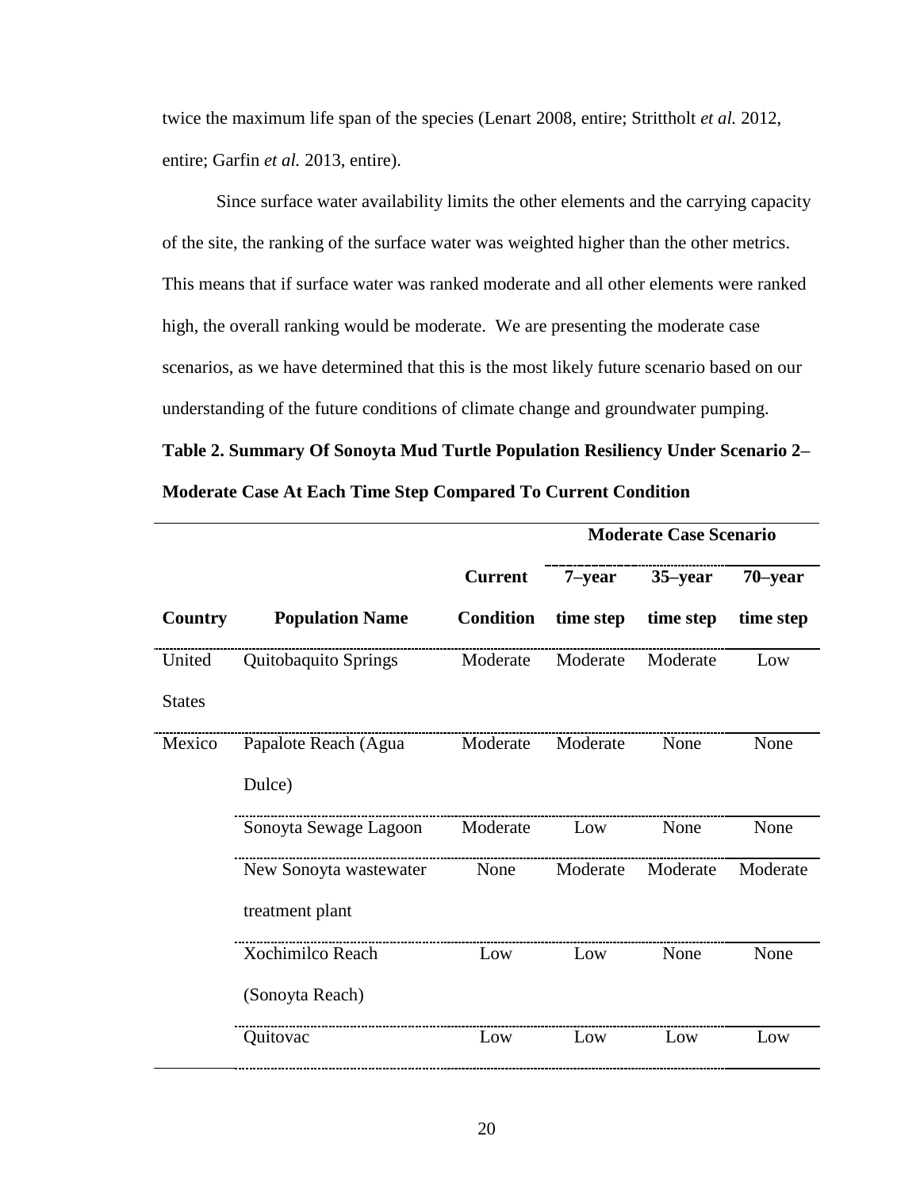twice the maximum life span of the species (Lenart 2008, entire; Strittholt *et al.* 2012, entire; Garfin *et al.* 2013, entire).

Since surface water availability limits the other elements and the carrying capacity of the site, the ranking of the surface water was weighted higher than the other metrics. This means that if surface water was ranked moderate and all other elements were ranked high, the overall ranking would be moderate. We are presenting the moderate case scenarios, as we have determined that this is the most likely future scenario based on our understanding of the future conditions of climate change and groundwater pumping.

**Table 2. Summary Of Sonoyta Mud Turtle Population Resiliency Under Scenario 2–Moderate Case At Each Time Step Compared To Current Condition**

| | | | Moderate Case Scenario | | |
|---|---|---|---|---|---|
| **Country** | **Population Name** | **Current Condition** | **7–year time step** | **35–year time step** | **70–year time step** |
| United States | Quitobaquito Springs | Moderate | Moderate | Moderate | Low |
| Mexico | Papalote Reach (Agua Dulce) | Moderate | Moderate | None | None |
| | Sonoyta Sewage Lagoon | Moderate | Low | None | None |
| | New Sonoyta wastewater treatment plant | None | Moderate | Moderate | Moderate |
| | Xochimilco Reach (Sonoyta Reach) | Low | Low | None | None |
| | Quitovac | Low | Low | Low | Low |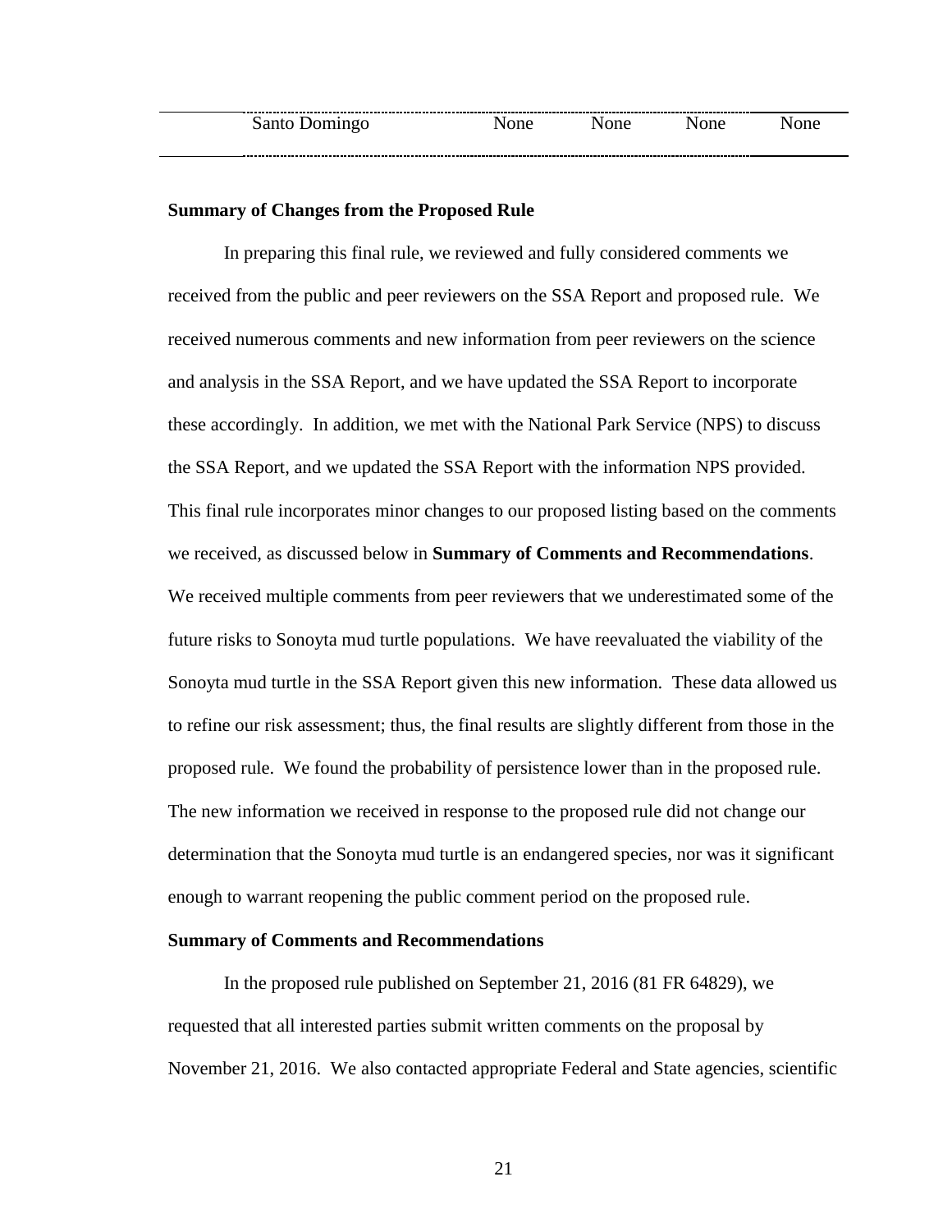| Santo Domingo | None | None | None | None |
|---|---|---|---|---|

**Summary of Changes from the Proposed Rule**

In preparing this final rule, we reviewed and fully considered comments we received from the public and peer reviewers on the SSA Report and proposed rule. We received numerous comments and new information from peer reviewers on the science and analysis in the SSA Report, and we have updated the SSA Report to incorporate these accordingly. In addition, we met with the National Park Service (NPS) to discuss the SSA Report, and we updated the SSA Report with the information NPS provided. This final rule incorporates minor changes to our proposed listing based on the comments we received, as discussed below in **Summary of Comments and Recommendations**. We received multiple comments from peer reviewers that we underestimated some of the future risks to Sonoyta mud turtle populations. We have reevaluated the viability of the Sonoyta mud turtle in the SSA Report given this new information. These data allowed us to refine our risk assessment; thus, the final results are slightly different from those in the proposed rule. We found the probability of persistence lower than in the proposed rule. The new information we received in response to the proposed rule did not change our determination that the Sonoyta mud turtle is an endangered species, nor was it significant enough to warrant reopening the public comment period on the proposed rule.

**Summary of Comments and Recommendations**

In the proposed rule published on September 21, 2016 (81 FR 64829), we requested that all interested parties submit written comments on the proposal by November 21, 2016. We also contacted appropriate Federal and State agencies, scientific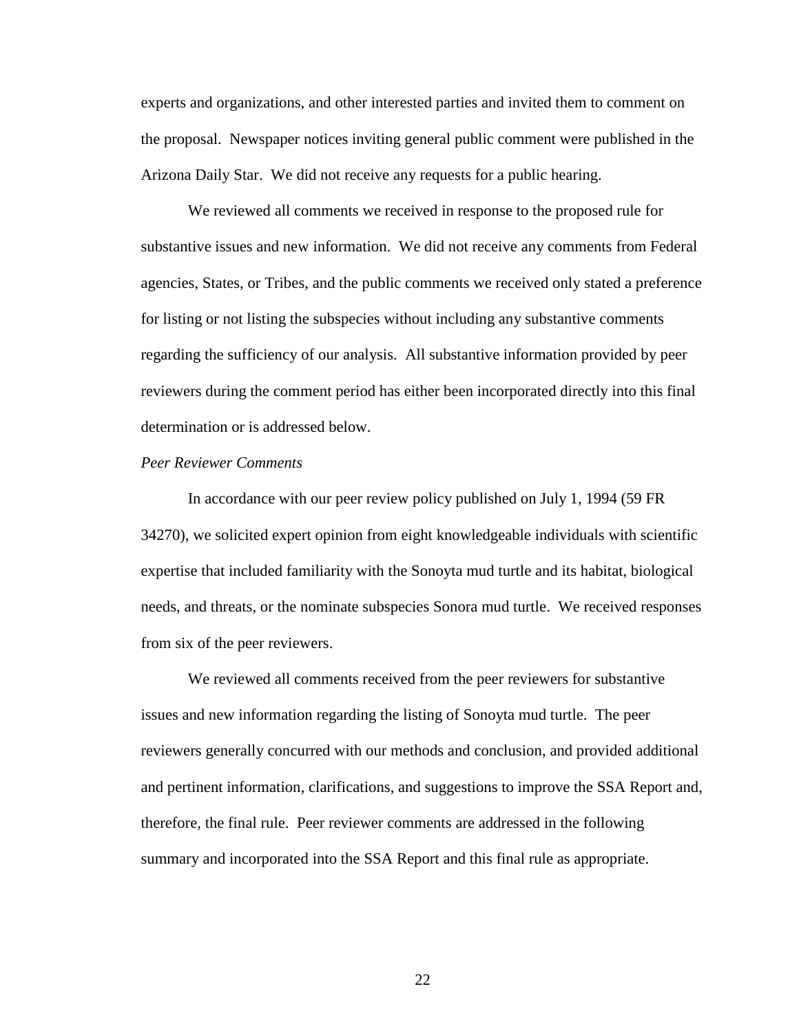experts and organizations, and other interested parties and invited them to comment on the proposal. Newspaper notices inviting general public comment were published in the Arizona Daily Star. We did not receive any requests for a public hearing.

We reviewed all comments we received in response to the proposed rule for substantive issues and new information. We did not receive any comments from Federal agencies, States, or Tribes, and the public comments we received only stated a preference for listing or not listing the subspecies without including any substantive comments regarding the sufficiency of our analysis. All substantive information provided by peer reviewers during the comment period has either been incorporated directly into this final determination or is addressed below.

*Peer Reviewer Comments*

In accordance with our peer review policy published on July 1, 1994 (59 FR 34270), we solicited expert opinion from eight knowledgeable individuals with scientific expertise that included familiarity with the Sonoyta mud turtle and its habitat, biological needs, and threats, or the nominate subspecies Sonora mud turtle. We received responses from six of the peer reviewers.

We reviewed all comments received from the peer reviewers for substantive issues and new information regarding the listing of Sonoyta mud turtle. The peer reviewers generally concurred with our methods and conclusion, and provided additional and pertinent information, clarifications, and suggestions to improve the SSA Report and, therefore, the final rule. Peer reviewer comments are addressed in the following summary and incorporated into the SSA Report and this final rule as appropriate.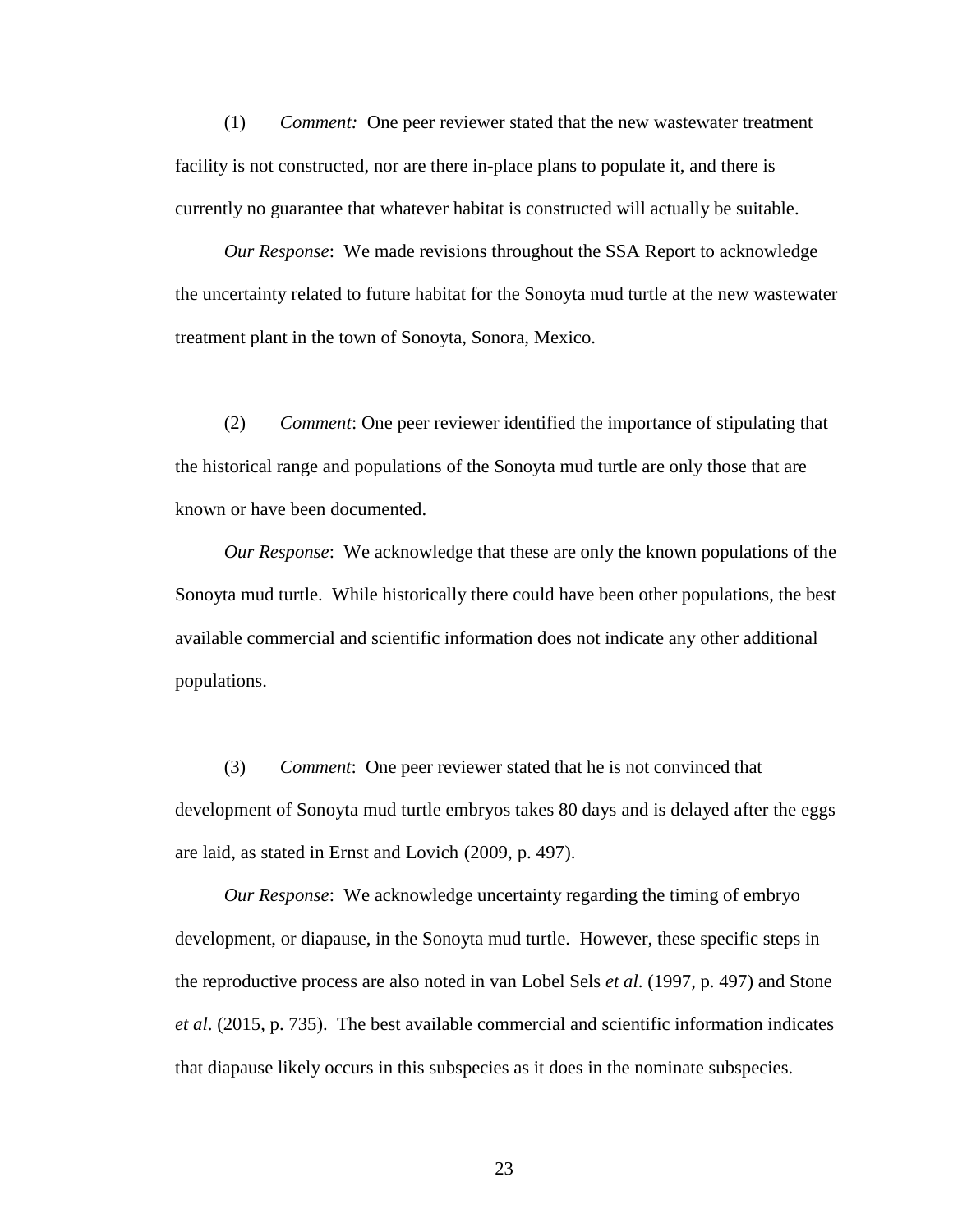(1) *Comment:* One peer reviewer stated that the new wastewater treatment facility is not constructed, nor are there in-place plans to populate it, and there is currently no guarantee that whatever habitat is constructed will actually be suitable.

*Our Response*: We made revisions throughout the SSA Report to acknowledge the uncertainty related to future habitat for the Sonoyta mud turtle at the new wastewater treatment plant in the town of Sonoyta, Sonora, Mexico.

(2) *Comment*: One peer reviewer identified the importance of stipulating that the historical range and populations of the Sonoyta mud turtle are only those that are known or have been documented.

*Our Response*: We acknowledge that these are only the known populations of the Sonoyta mud turtle. While historically there could have been other populations, the best available commercial and scientific information does not indicate any other additional populations.

(3) *Comment*: One peer reviewer stated that he is not convinced that development of Sonoyta mud turtle embryos takes 80 days and is delayed after the eggs are laid, as stated in Ernst and Lovich (2009, p. 497).

*Our Response*: We acknowledge uncertainty regarding the timing of embryo development, or diapause, in the Sonoyta mud turtle. However, these specific steps in the reproductive process are also noted in van Lobel Sels *et al*. (1997, p. 497) and Stone *et al*. (2015, p. 735). The best available commercial and scientific information indicates that diapause likely occurs in this subspecies as it does in the nominate subspecies.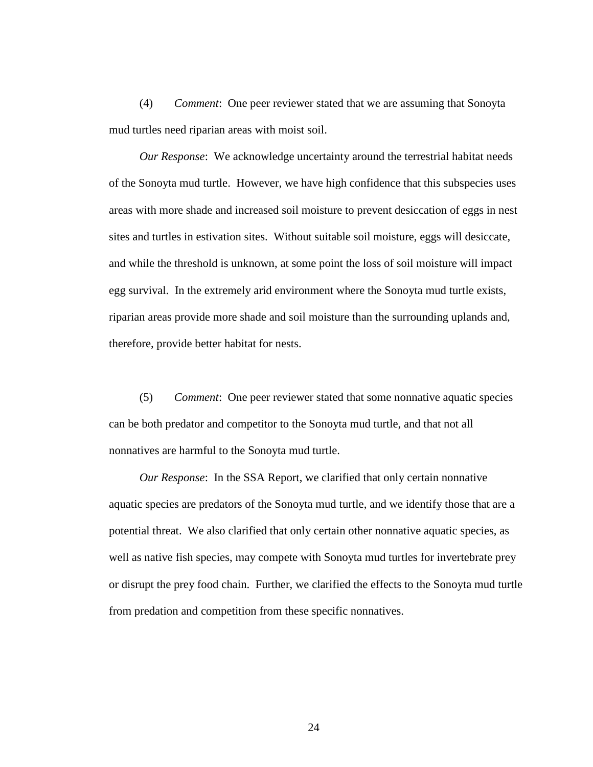(4) *Comment*: One peer reviewer stated that we are assuming that Sonoyta mud turtles need riparian areas with moist soil.

*Our Response*: We acknowledge uncertainty around the terrestrial habitat needs of the Sonoyta mud turtle. However, we have high confidence that this subspecies uses areas with more shade and increased soil moisture to prevent desiccation of eggs in nest sites and turtles in estivation sites. Without suitable soil moisture, eggs will desiccate, and while the threshold is unknown, at some point the loss of soil moisture will impact egg survival. In the extremely arid environment where the Sonoyta mud turtle exists, riparian areas provide more shade and soil moisture than the surrounding uplands and, therefore, provide better habitat for nests.

(5) *Comment*: One peer reviewer stated that some nonnative aquatic species can be both predator and competitor to the Sonoyta mud turtle, and that not all nonnatives are harmful to the Sonoyta mud turtle.

*Our Response*: In the SSA Report, we clarified that only certain nonnative aquatic species are predators of the Sonoyta mud turtle, and we identify those that are a potential threat. We also clarified that only certain other nonnative aquatic species, as well as native fish species, may compete with Sonoyta mud turtles for invertebrate prey or disrupt the prey food chain. Further, we clarified the effects to the Sonoyta mud turtle from predation and competition from these specific nonnatives.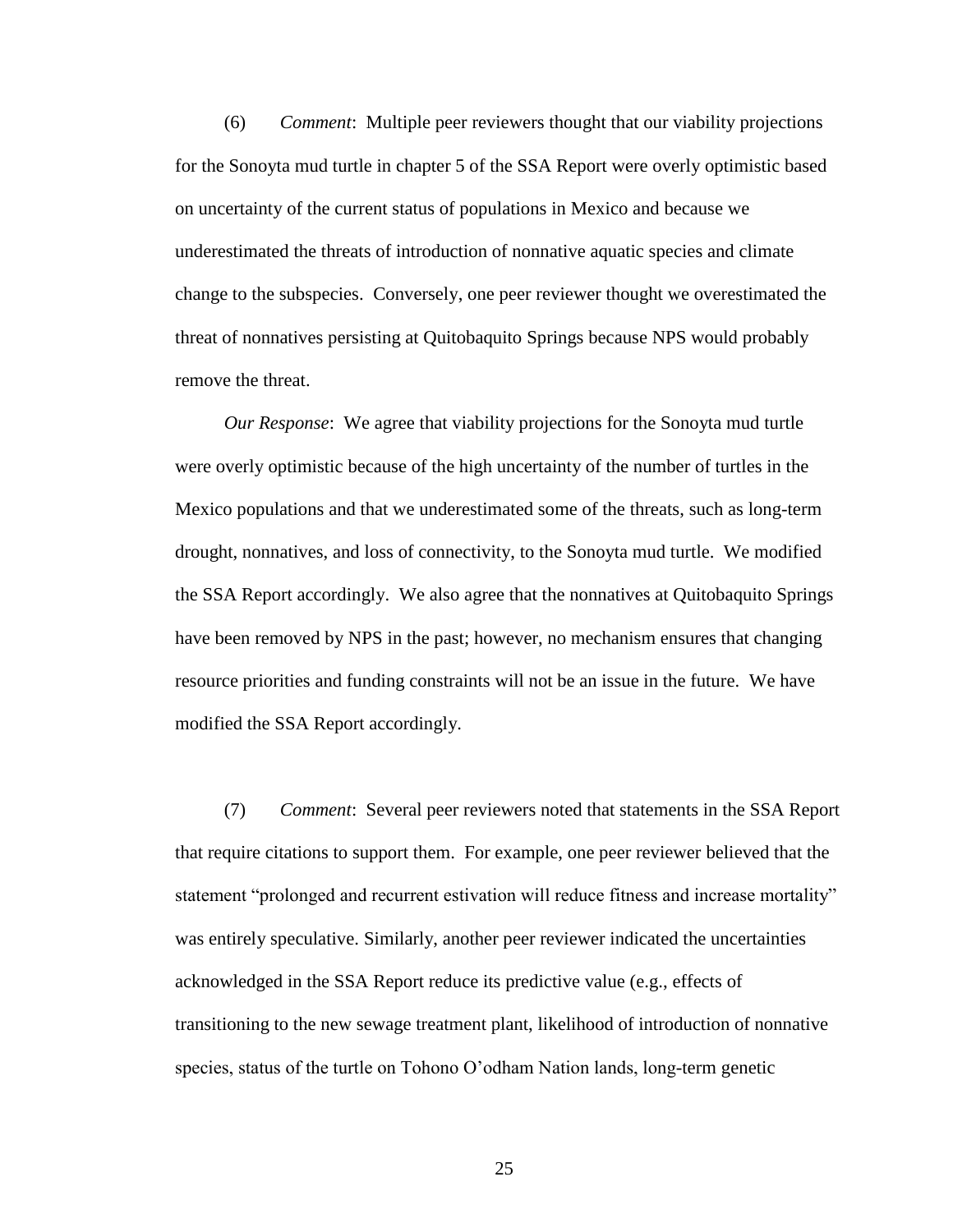(6) *Comment*: Multiple peer reviewers thought that our viability projections for the Sonoyta mud turtle in chapter 5 of the SSA Report were overly optimistic based on uncertainty of the current status of populations in Mexico and because we underestimated the threats of introduction of nonnative aquatic species and climate change to the subspecies. Conversely, one peer reviewer thought we overestimated the threat of nonnatives persisting at Quitobaquito Springs because NPS would probably remove the threat.

*Our Response*: We agree that viability projections for the Sonoyta mud turtle were overly optimistic because of the high uncertainty of the number of turtles in the Mexico populations and that we underestimated some of the threats, such as long-term drought, nonnatives, and loss of connectivity, to the Sonoyta mud turtle. We modified the SSA Report accordingly. We also agree that the nonnatives at Quitobaquito Springs have been removed by NPS in the past; however, no mechanism ensures that changing resource priorities and funding constraints will not be an issue in the future. We have modified the SSA Report accordingly.

(7) *Comment*: Several peer reviewers noted that statements in the SSA Report that require citations to support them. For example, one peer reviewer believed that the statement "prolonged and recurrent estivation will reduce fitness and increase mortality" was entirely speculative. Similarly, another peer reviewer indicated the uncertainties acknowledged in the SSA Report reduce its predictive value (e.g., effects of transitioning to the new sewage treatment plant, likelihood of introduction of nonnative species, status of the turtle on Tohono O'odham Nation lands, long-term genetic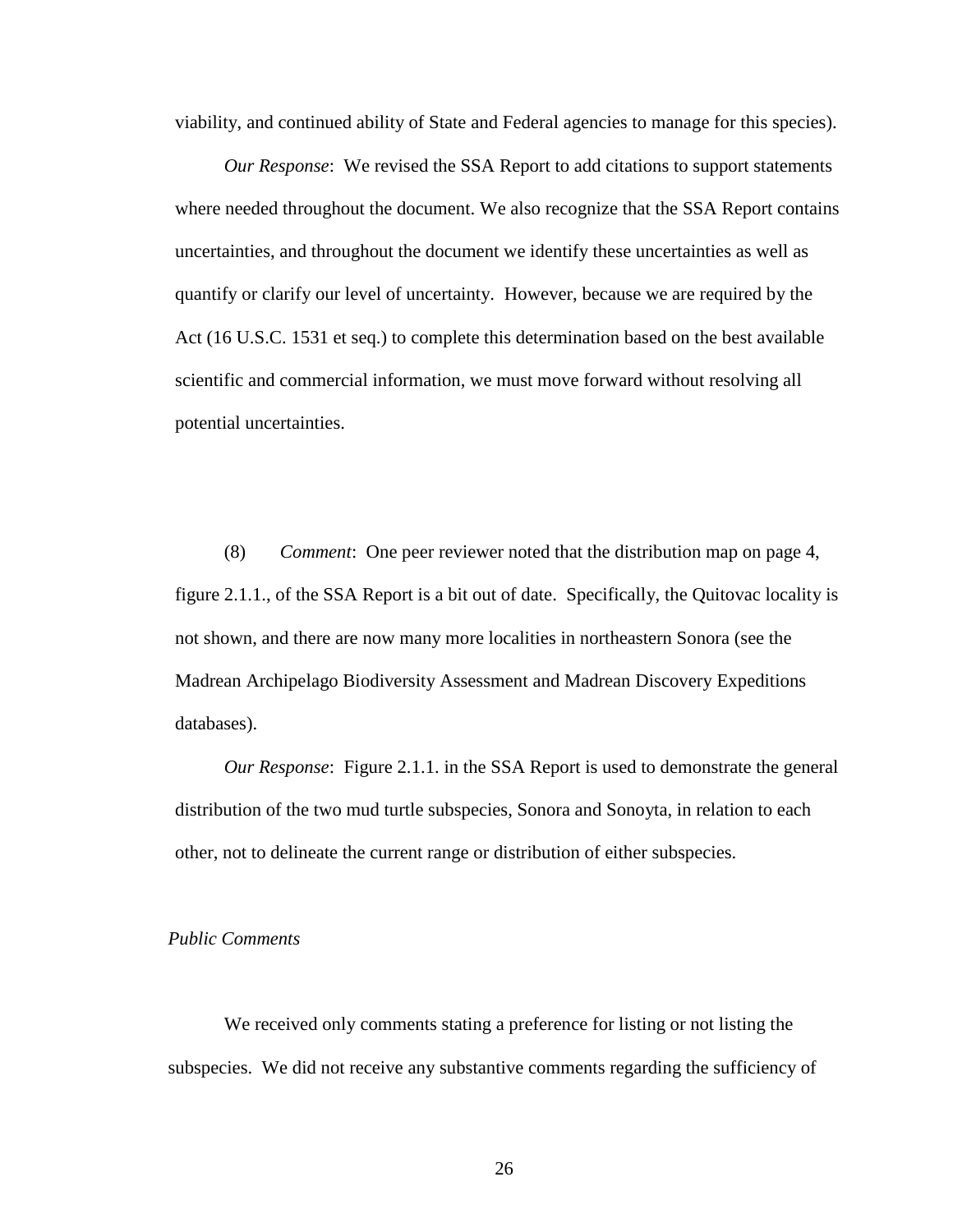viability, and continued ability of State and Federal agencies to manage for this species).

*Our Response*: We revised the SSA Report to add citations to support statements where needed throughout the document. We also recognize that the SSA Report contains uncertainties, and throughout the document we identify these uncertainties as well as quantify or clarify our level of uncertainty. However, because we are required by the Act (16 U.S.C. 1531 et seq.) to complete this determination based on the best available scientific and commercial information, we must move forward without resolving all potential uncertainties.

(8) *Comment*: One peer reviewer noted that the distribution map on page 4, figure 2.1.1., of the SSA Report is a bit out of date. Specifically, the Quitovac locality is not shown, and there are now many more localities in northeastern Sonora (see the Madrean Archipelago Biodiversity Assessment and Madrean Discovery Expeditions databases).

*Our Response*: Figure 2.1.1. in the SSA Report is used to demonstrate the general distribution of the two mud turtle subspecies, Sonora and Sonoyta, in relation to each other, not to delineate the current range or distribution of either subspecies.

*Public Comments*

We received only comments stating a preference for listing or not listing the subspecies. We did not receive any substantive comments regarding the sufficiency of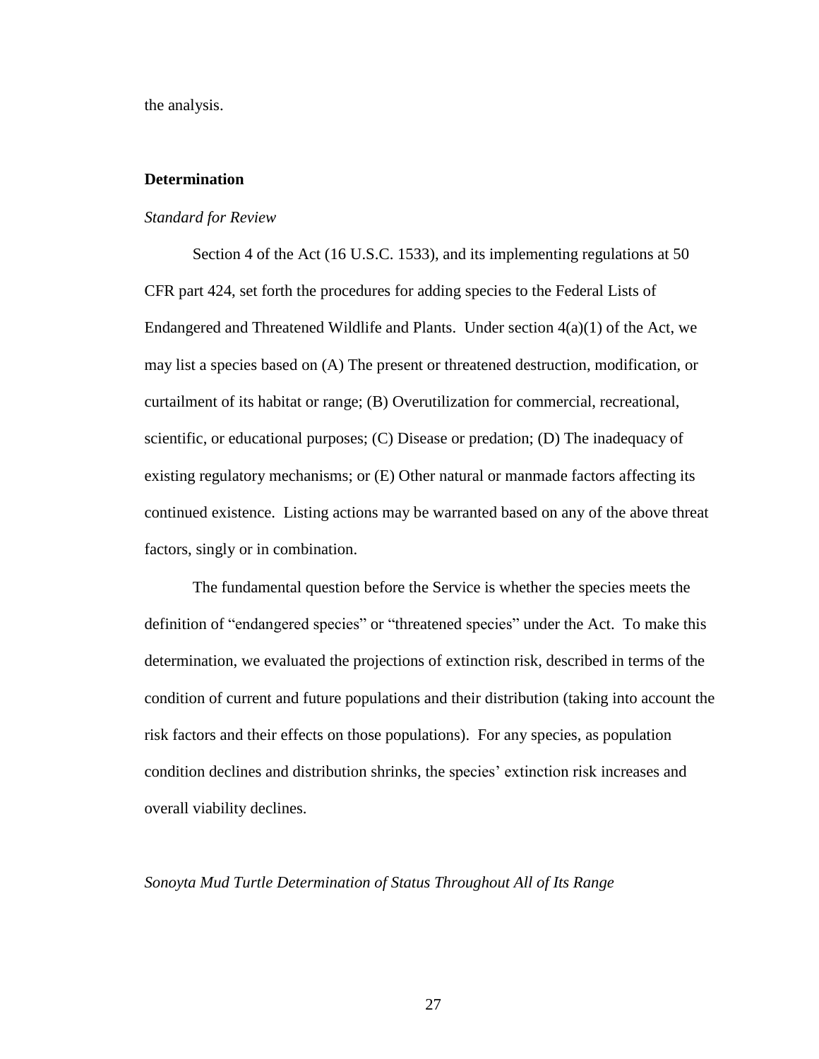the analysis.

## Determination

### *Standard for Review*

Section 4 of the Act (16 U.S.C. 1533), and its implementing regulations at 50 CFR part 424, set forth the procedures for adding species to the Federal Lists of Endangered and Threatened Wildlife and Plants. Under section 4(a)(1) of the Act, we may list a species based on (A) The present or threatened destruction, modification, or curtailment of its habitat or range; (B) Overutilization for commercial, recreational, scientific, or educational purposes; (C) Disease or predation; (D) The inadequacy of existing regulatory mechanisms; or (E) Other natural or manmade factors affecting its continued existence. Listing actions may be warranted based on any of the above threat factors, singly or in combination.

The fundamental question before the Service is whether the species meets the definition of "endangered species" or "threatened species" under the Act. To make this determination, we evaluated the projections of extinction risk, described in terms of the condition of current and future populations and their distribution (taking into account the risk factors and their effects on those populations). For any species, as population condition declines and distribution shrinks, the species' extinction risk increases and overall viability declines.

### *Sonoyta Mud Turtle Determination of Status Throughout All of Its Range*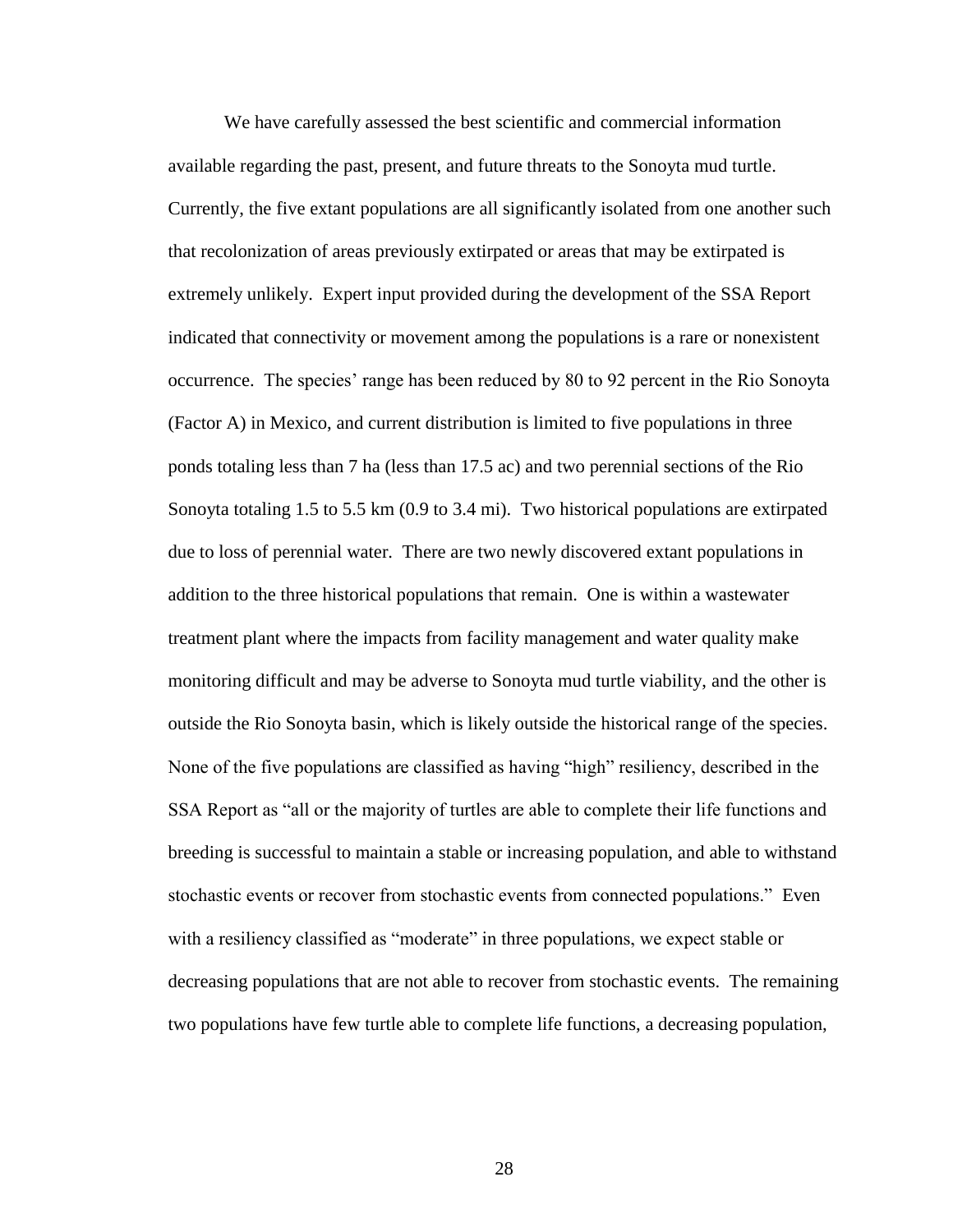We have carefully assessed the best scientific and commercial information available regarding the past, present, and future threats to the Sonoyta mud turtle. Currently, the five extant populations are all significantly isolated from one another such that recolonization of areas previously extirpated or areas that may be extirpated is extremely unlikely. Expert input provided during the development of the SSA Report indicated that connectivity or movement among the populations is a rare or nonexistent occurrence. The species' range has been reduced by 80 to 92 percent in the Rio Sonoyta (Factor A) in Mexico, and current distribution is limited to five populations in three ponds totaling less than 7 ha (less than 17.5 ac) and two perennial sections of the Rio Sonoyta totaling 1.5 to 5.5 km (0.9 to 3.4 mi). Two historical populations are extirpated due to loss of perennial water. There are two newly discovered extant populations in addition to the three historical populations that remain. One is within a wastewater treatment plant where the impacts from facility management and water quality make monitoring difficult and may be adverse to Sonoyta mud turtle viability, and the other is outside the Rio Sonoyta basin, which is likely outside the historical range of the species. None of the five populations are classified as having "high" resiliency, described in the SSA Report as "all or the majority of turtles are able to complete their life functions and breeding is successful to maintain a stable or increasing population, and able to withstand stochastic events or recover from stochastic events from connected populations." Even with a resiliency classified as "moderate" in three populations, we expect stable or decreasing populations that are not able to recover from stochastic events. The remaining two populations have few turtle able to complete life functions, a decreasing population,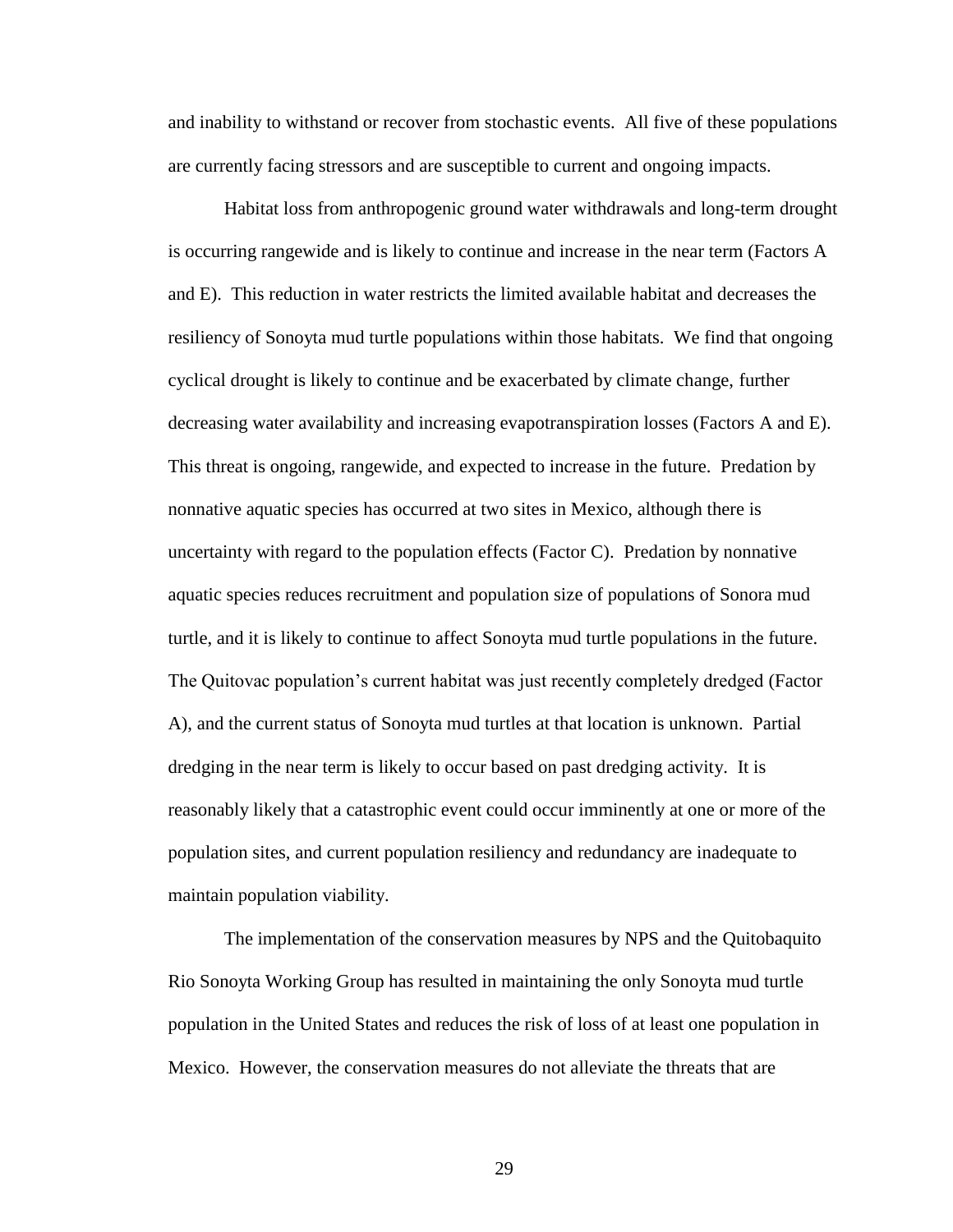and inability to withstand or recover from stochastic events. All five of these populations are currently facing stressors and are susceptible to current and ongoing impacts.

Habitat loss from anthropogenic ground water withdrawals and long-term drought is occurring rangewide and is likely to continue and increase in the near term (Factors A and E). This reduction in water restricts the limited available habitat and decreases the resiliency of Sonoyta mud turtle populations within those habitats. We find that ongoing cyclical drought is likely to continue and be exacerbated by climate change, further decreasing water availability and increasing evapotranspiration losses (Factors A and E). This threat is ongoing, rangewide, and expected to increase in the future. Predation by nonnative aquatic species has occurred at two sites in Mexico, although there is uncertainty with regard to the population effects (Factor C). Predation by nonnative aquatic species reduces recruitment and population size of populations of Sonora mud turtle, and it is likely to continue to affect Sonoyta mud turtle populations in the future. The Quitovac population's current habitat was just recently completely dredged (Factor A), and the current status of Sonoyta mud turtles at that location is unknown. Partial dredging in the near term is likely to occur based on past dredging activity. It is reasonably likely that a catastrophic event could occur imminently at one or more of the population sites, and current population resiliency and redundancy are inadequate to maintain population viability.

The implementation of the conservation measures by NPS and the Quitobaquito Rio Sonoyta Working Group has resulted in maintaining the only Sonoyta mud turtle population in the United States and reduces the risk of loss of at least one population in Mexico. However, the conservation measures do not alleviate the threats that are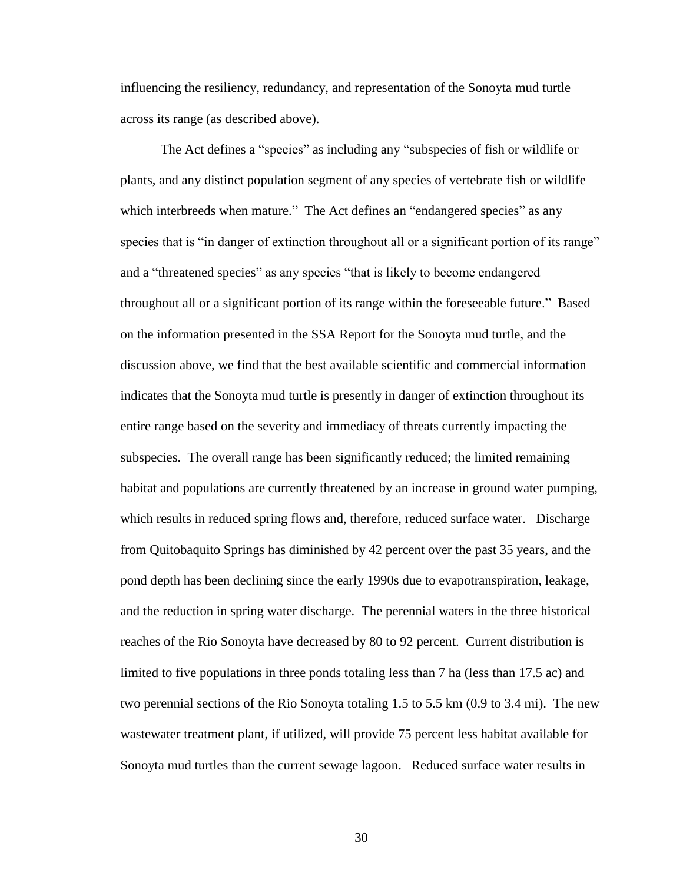influencing the resiliency, redundancy, and representation of the Sonoyta mud turtle across its range (as described above).

The Act defines a "species" as including any "subspecies of fish or wildlife or plants, and any distinct population segment of any species of vertebrate fish or wildlife which interbreeds when mature." The Act defines an "endangered species" as any species that is "in danger of extinction throughout all or a significant portion of its range" and a "threatened species" as any species "that is likely to become endangered throughout all or a significant portion of its range within the foreseeable future." Based on the information presented in the SSA Report for the Sonoyta mud turtle, and the discussion above, we find that the best available scientific and commercial information indicates that the Sonoyta mud turtle is presently in danger of extinction throughout its entire range based on the severity and immediacy of threats currently impacting the subspecies. The overall range has been significantly reduced; the limited remaining habitat and populations are currently threatened by an increase in ground water pumping, which results in reduced spring flows and, therefore, reduced surface water. Discharge from Quitobaquito Springs has diminished by 42 percent over the past 35 years, and the pond depth has been declining since the early 1990s due to evapotranspiration, leakage, and the reduction in spring water discharge. The perennial waters in the three historical reaches of the Rio Sonoyta have decreased by 80 to 92 percent. Current distribution is limited to five populations in three ponds totaling less than 7 ha (less than 17.5 ac) and two perennial sections of the Rio Sonoyta totaling 1.5 to 5.5 km (0.9 to 3.4 mi). The new wastewater treatment plant, if utilized, will provide 75 percent less habitat available for Sonoyta mud turtles than the current sewage lagoon. Reduced surface water results in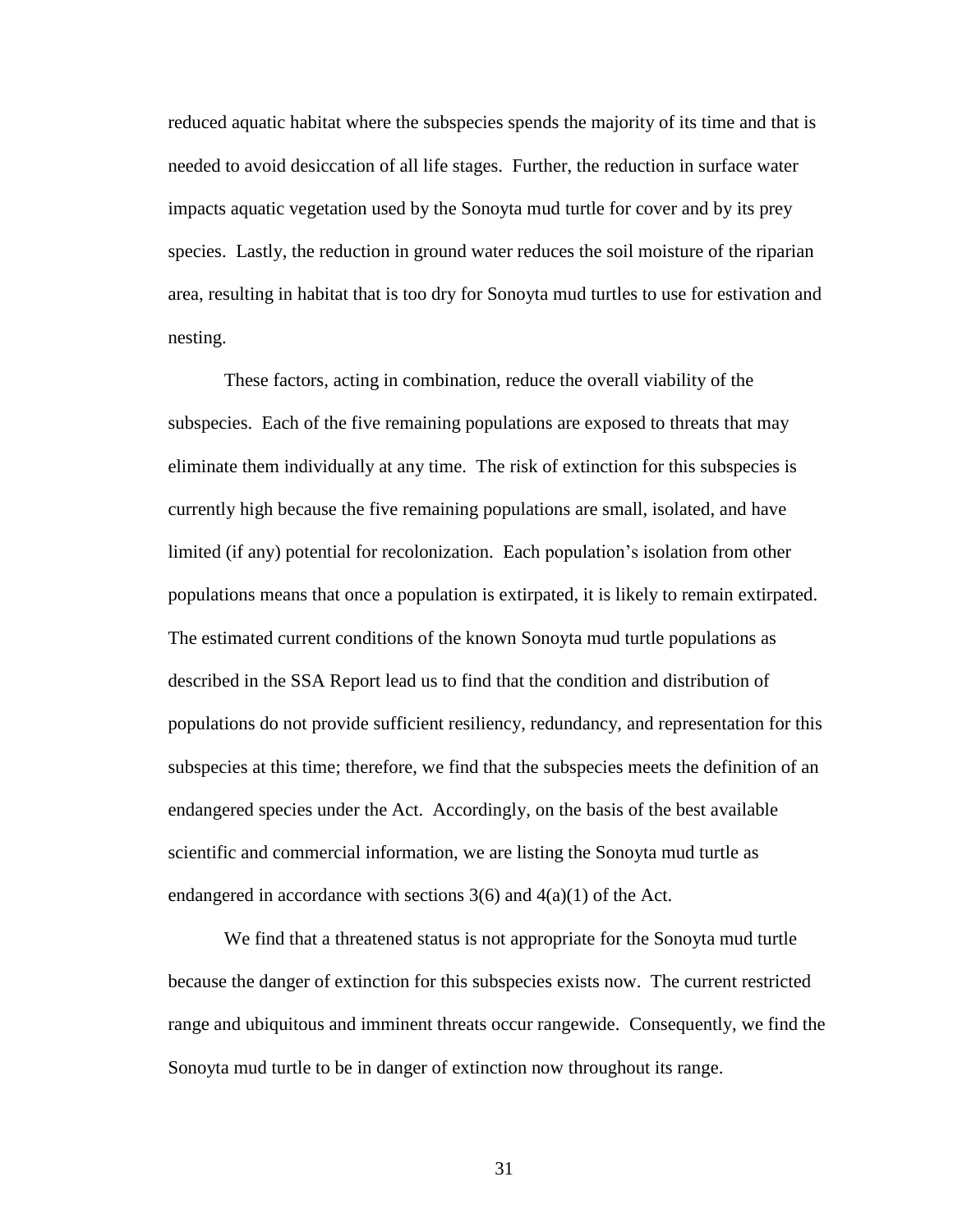reduced aquatic habitat where the subspecies spends the majority of its time and that is needed to avoid desiccation of all life stages. Further, the reduction in surface water impacts aquatic vegetation used by the Sonoyta mud turtle for cover and by its prey species. Lastly, the reduction in ground water reduces the soil moisture of the riparian area, resulting in habitat that is too dry for Sonoyta mud turtles to use for estivation and nesting.

These factors, acting in combination, reduce the overall viability of the subspecies. Each of the five remaining populations are exposed to threats that may eliminate them individually at any time. The risk of extinction for this subspecies is currently high because the five remaining populations are small, isolated, and have limited (if any) potential for recolonization. Each population's isolation from other populations means that once a population is extirpated, it is likely to remain extirpated. The estimated current conditions of the known Sonoyta mud turtle populations as described in the SSA Report lead us to find that the condition and distribution of populations do not provide sufficient resiliency, redundancy, and representation for this subspecies at this time; therefore, we find that the subspecies meets the definition of an endangered species under the Act. Accordingly, on the basis of the best available scientific and commercial information, we are listing the Sonoyta mud turtle as endangered in accordance with sections 3(6) and 4(a)(1) of the Act.

We find that a threatened status is not appropriate for the Sonoyta mud turtle because the danger of extinction for this subspecies exists now. The current restricted range and ubiquitous and imminent threats occur rangewide. Consequently, we find the Sonoyta mud turtle to be in danger of extinction now throughout its range.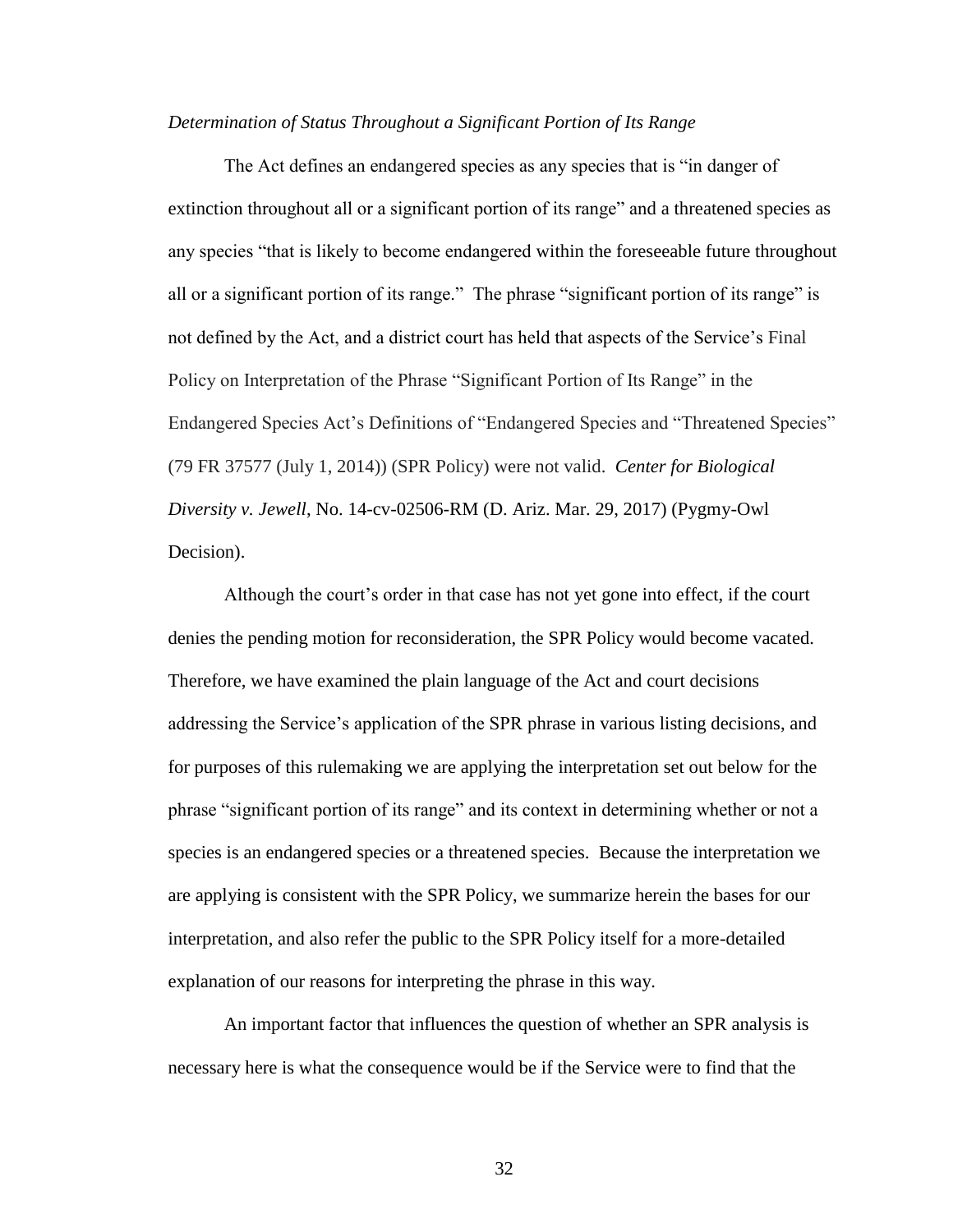*Determination of Status Throughout a Significant Portion of Its Range*

The Act defines an endangered species as any species that is "in danger of extinction throughout all or a significant portion of its range" and a threatened species as any species "that is likely to become endangered within the foreseeable future throughout all or a significant portion of its range." The phrase "significant portion of its range" is not defined by the Act, and a district court has held that aspects of the Service's Final Policy on Interpretation of the Phrase "Significant Portion of Its Range" in the Endangered Species Act's Definitions of "Endangered Species and "Threatened Species" (79 FR 37577 (July 1, 2014)) (SPR Policy) were not valid. *Center for Biological Diversity v. Jewell*, No. 14-cv-02506-RM (D. Ariz. Mar. 29, 2017) (Pygmy-Owl Decision).

Although the court's order in that case has not yet gone into effect, if the court denies the pending motion for reconsideration, the SPR Policy would become vacated. Therefore, we have examined the plain language of the Act and court decisions addressing the Service's application of the SPR phrase in various listing decisions, and for purposes of this rulemaking we are applying the interpretation set out below for the phrase "significant portion of its range" and its context in determining whether or not a species is an endangered species or a threatened species. Because the interpretation we are applying is consistent with the SPR Policy, we summarize herein the bases for our interpretation, and also refer the public to the SPR Policy itself for a more-detailed explanation of our reasons for interpreting the phrase in this way.

An important factor that influences the question of whether an SPR analysis is necessary here is what the consequence would be if the Service were to find that the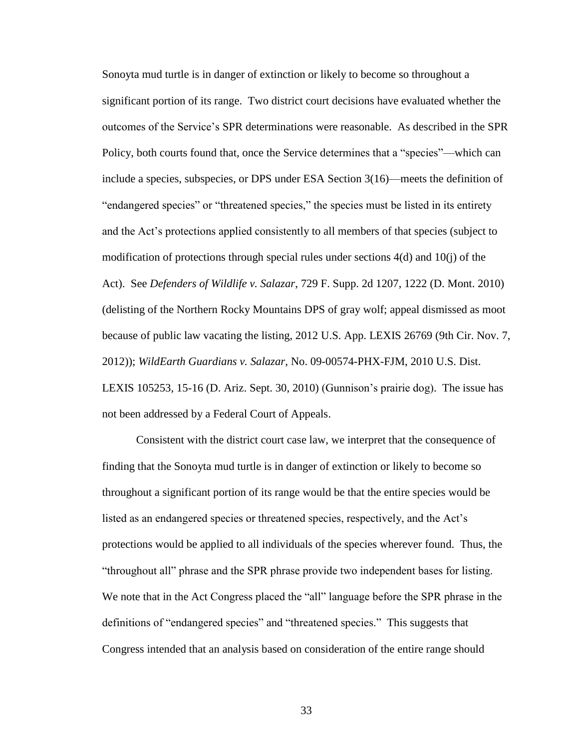Sonoyta mud turtle is in danger of extinction or likely to become so throughout a significant portion of its range. Two district court decisions have evaluated whether the outcomes of the Service's SPR determinations were reasonable. As described in the SPR Policy, both courts found that, once the Service determines that a "species"—which can include a species, subspecies, or DPS under ESA Section 3(16)—meets the definition of "endangered species" or "threatened species," the species must be listed in its entirety and the Act's protections applied consistently to all members of that species (subject to modification of protections through special rules under sections 4(d) and 10(j) of the Act). See *Defenders of Wildlife v. Salazar*, 729 F. Supp. 2d 1207, 1222 (D. Mont. 2010) (delisting of the Northern Rocky Mountains DPS of gray wolf; appeal dismissed as moot because of public law vacating the listing, 2012 U.S. App. LEXIS 26769 (9th Cir. Nov. 7, 2012)); *WildEarth Guardians v. Salazar*, No. 09-00574-PHX-FJM, 2010 U.S. Dist. LEXIS 105253, 15-16 (D. Ariz. Sept. 30, 2010) (Gunnison's prairie dog). The issue has not been addressed by a Federal Court of Appeals.

Consistent with the district court case law, we interpret that the consequence of finding that the Sonoyta mud turtle is in danger of extinction or likely to become so throughout a significant portion of its range would be that the entire species would be listed as an endangered species or threatened species, respectively, and the Act's protections would be applied to all individuals of the species wherever found. Thus, the "throughout all" phrase and the SPR phrase provide two independent bases for listing. We note that in the Act Congress placed the "all" language before the SPR phrase in the definitions of "endangered species" and "threatened species." This suggests that Congress intended that an analysis based on consideration of the entire range should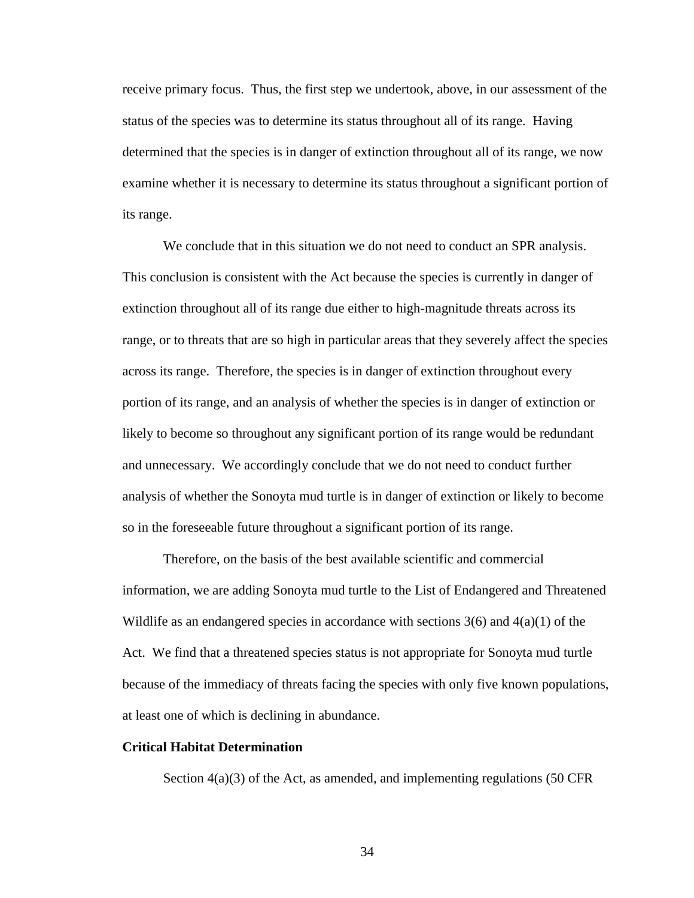receive primary focus. Thus, the first step we undertook, above, in our assessment of the status of the species was to determine its status throughout all of its range. Having determined that the species is in danger of extinction throughout all of its range, we now examine whether it is necessary to determine its status throughout a significant portion of its range.

We conclude that in this situation we do not need to conduct an SPR analysis. This conclusion is consistent with the Act because the species is currently in danger of extinction throughout all of its range due either to high-magnitude threats across its range, or to threats that are so high in particular areas that they severely affect the species across its range. Therefore, the species is in danger of extinction throughout every portion of its range, and an analysis of whether the species is in danger of extinction or likely to become so throughout any significant portion of its range would be redundant and unnecessary. We accordingly conclude that we do not need to conduct further analysis of whether the Sonoyta mud turtle is in danger of extinction or likely to become so in the foreseeable future throughout a significant portion of its range.

Therefore, on the basis of the best available scientific and commercial information, we are adding Sonoyta mud turtle to the List of Endangered and Threatened Wildlife as an endangered species in accordance with sections 3(6) and 4(a)(1) of the Act. We find that a threatened species status is not appropriate for Sonoyta mud turtle because of the immediacy of threats facing the species with only five known populations, at least one of which is declining in abundance.

**Critical Habitat Determination**

Section 4(a)(3) of the Act, as amended, and implementing regulations (50 CFR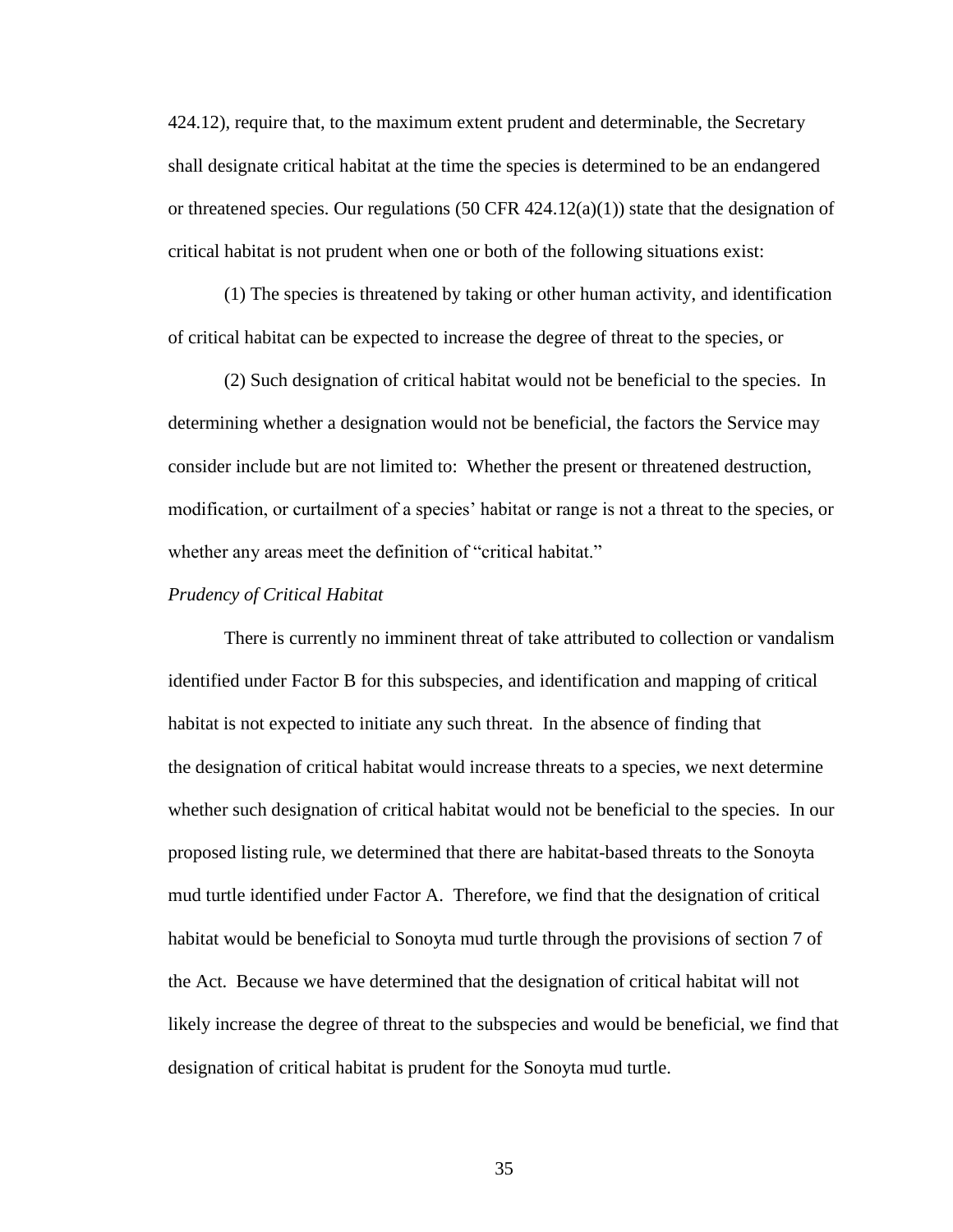424.12), require that, to the maximum extent prudent and determinable, the Secretary shall designate critical habitat at the time the species is determined to be an endangered or threatened species. Our regulations (50 CFR 424.12(a)(1)) state that the designation of critical habitat is not prudent when one or both of the following situations exist:

(1) The species is threatened by taking or other human activity, and identification of critical habitat can be expected to increase the degree of threat to the species, or

(2) Such designation of critical habitat would not be beneficial to the species. In determining whether a designation would not be beneficial, the factors the Service may consider include but are not limited to: Whether the present or threatened destruction, modification, or curtailment of a species' habitat or range is not a threat to the species, or whether any areas meet the definition of "critical habitat."

*Prudency of Critical Habitat*

There is currently no imminent threat of take attributed to collection or vandalism identified under Factor B for this subspecies, and identification and mapping of critical habitat is not expected to initiate any such threat. In the absence of finding that the designation of critical habitat would increase threats to a species, we next determine whether such designation of critical habitat would not be beneficial to the species. In our proposed listing rule, we determined that there are habitat-based threats to the Sonoyta mud turtle identified under Factor A. Therefore, we find that the designation of critical habitat would be beneficial to Sonoyta mud turtle through the provisions of section 7 of the Act. Because we have determined that the designation of critical habitat will not likely increase the degree of threat to the subspecies and would be beneficial, we find that designation of critical habitat is prudent for the Sonoyta mud turtle.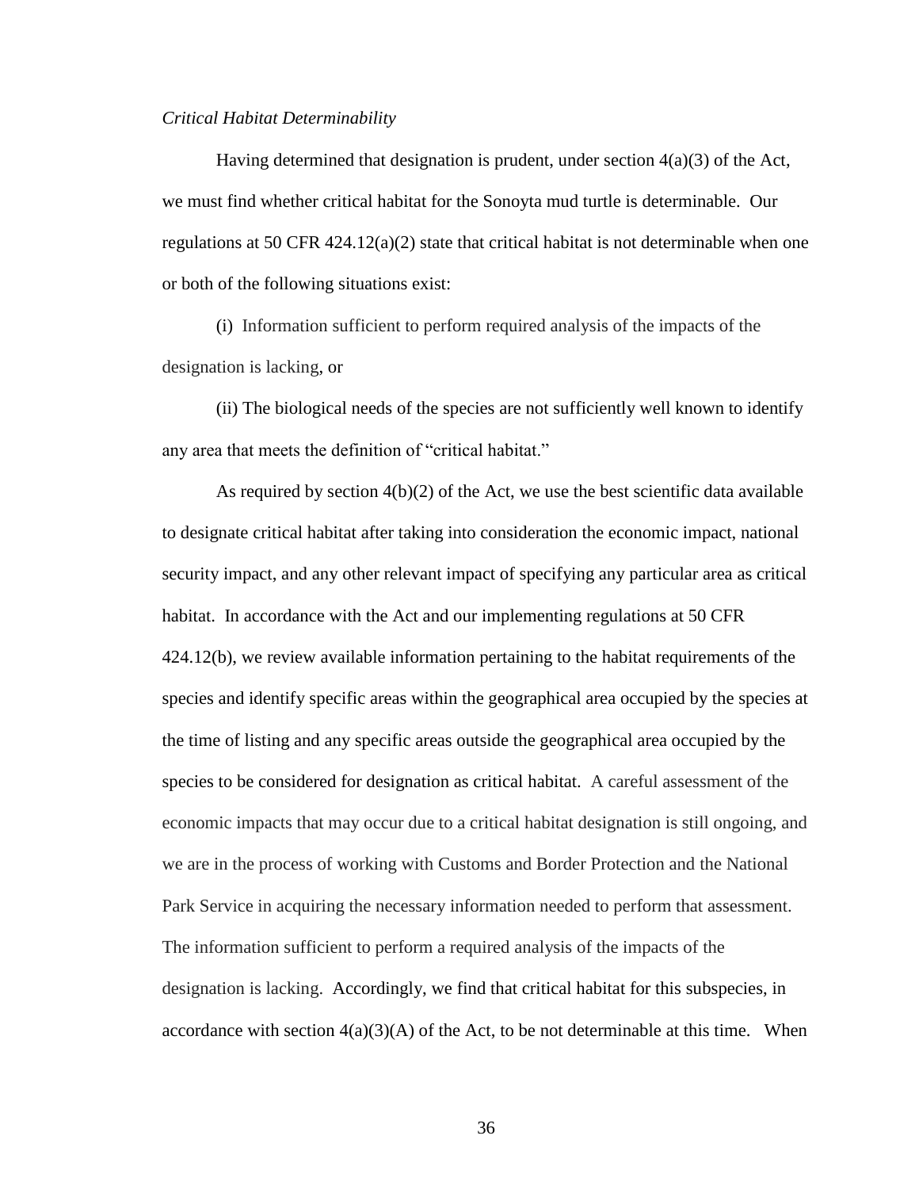*Critical Habitat Determinability*

Having determined that designation is prudent, under section 4(a)(3) of the Act, we must find whether critical habitat for the Sonoyta mud turtle is determinable. Our regulations at 50 CFR 424.12(a)(2) state that critical habitat is not determinable when one or both of the following situations exist:

(i) Information sufficient to perform required analysis of the impacts of the designation is lacking, or

(ii) The biological needs of the species are not sufficiently well known to identify any area that meets the definition of "critical habitat."

As required by section 4(b)(2) of the Act, we use the best scientific data available to designate critical habitat after taking into consideration the economic impact, national security impact, and any other relevant impact of specifying any particular area as critical habitat. In accordance with the Act and our implementing regulations at 50 CFR 424.12(b), we review available information pertaining to the habitat requirements of the species and identify specific areas within the geographical area occupied by the species at the time of listing and any specific areas outside the geographical area occupied by the species to be considered for designation as critical habitat. A careful assessment of the economic impacts that may occur due to a critical habitat designation is still ongoing, and we are in the process of working with Customs and Border Protection and the National Park Service in acquiring the necessary information needed to perform that assessment. The information sufficient to perform a required analysis of the impacts of the designation is lacking. Accordingly, we find that critical habitat for this subspecies, in accordance with section 4(a)(3)(A) of the Act, to be not determinable at this time. When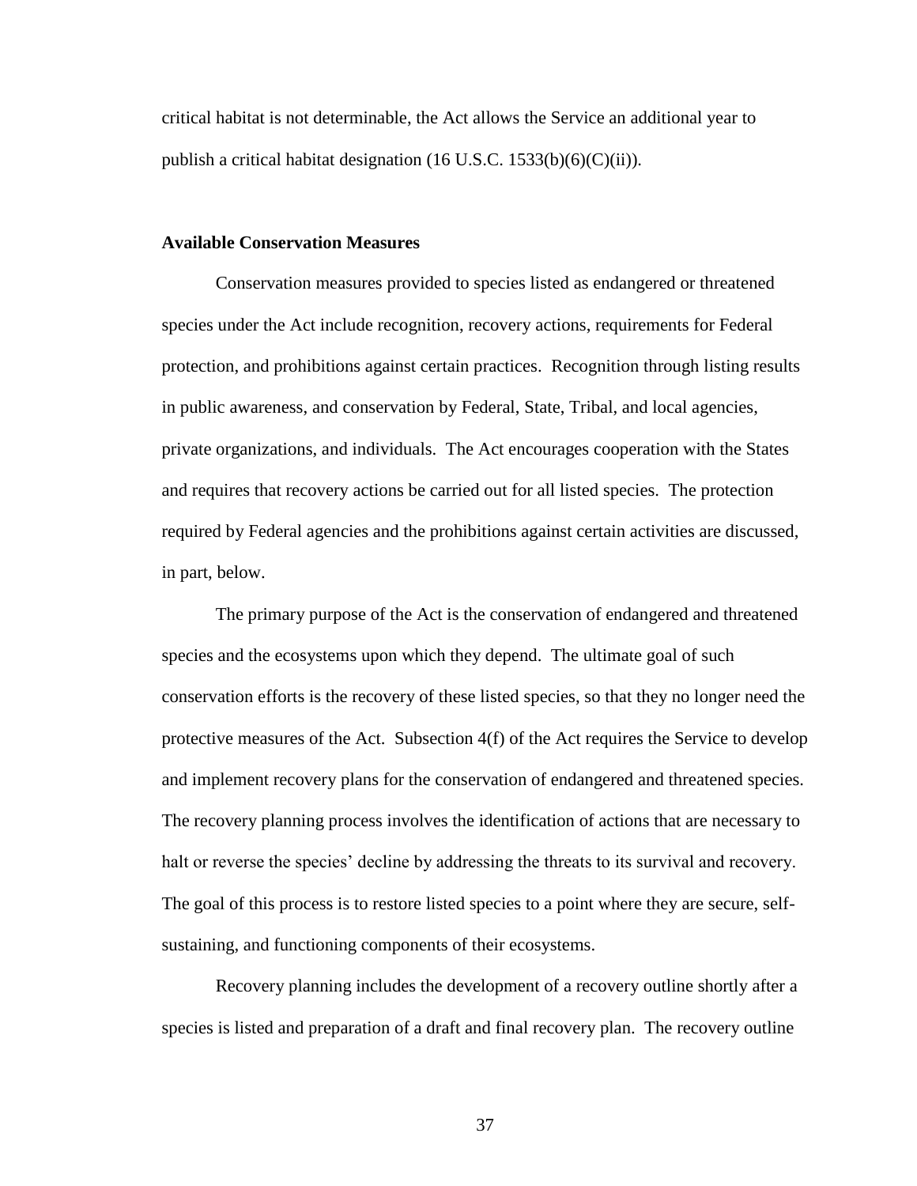critical habitat is not determinable, the Act allows the Service an additional year to publish a critical habitat designation (16 U.S.C. 1533(b)(6)(C)(ii)).

**Available Conservation Measures**

Conservation measures provided to species listed as endangered or threatened species under the Act include recognition, recovery actions, requirements for Federal protection, and prohibitions against certain practices. Recognition through listing results in public awareness, and conservation by Federal, State, Tribal, and local agencies, private organizations, and individuals. The Act encourages cooperation with the States and requires that recovery actions be carried out for all listed species. The protection required by Federal agencies and the prohibitions against certain activities are discussed, in part, below.

The primary purpose of the Act is the conservation of endangered and threatened species and the ecosystems upon which they depend. The ultimate goal of such conservation efforts is the recovery of these listed species, so that they no longer need the protective measures of the Act. Subsection 4(f) of the Act requires the Service to develop and implement recovery plans for the conservation of endangered and threatened species. The recovery planning process involves the identification of actions that are necessary to halt or reverse the species' decline by addressing the threats to its survival and recovery. The goal of this process is to restore listed species to a point where they are secure, self-sustaining, and functioning components of their ecosystems.

Recovery planning includes the development of a recovery outline shortly after a species is listed and preparation of a draft and final recovery plan. The recovery outline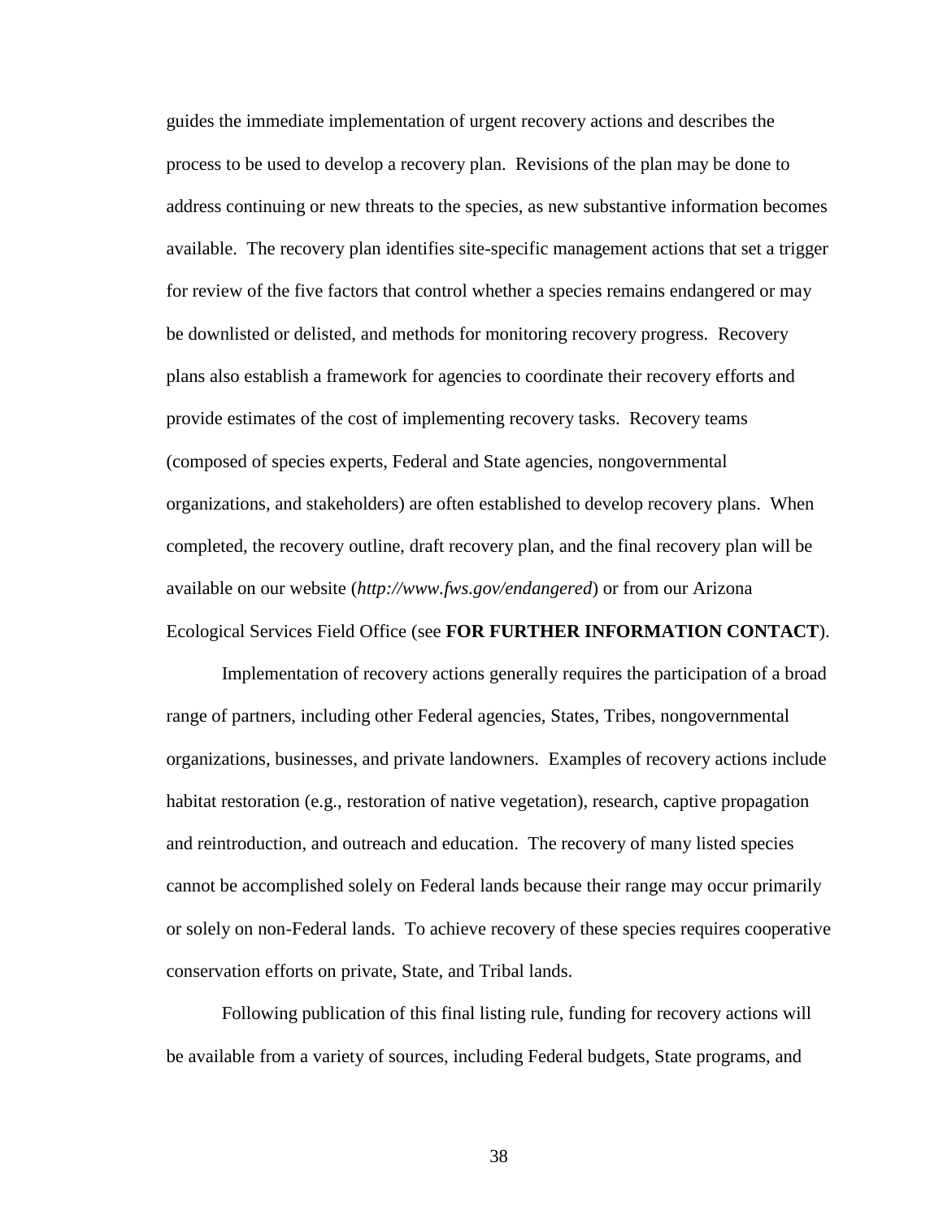guides the immediate implementation of urgent recovery actions and describes the process to be used to develop a recovery plan. Revisions of the plan may be done to address continuing or new threats to the species, as new substantive information becomes available. The recovery plan identifies site-specific management actions that set a trigger for review of the five factors that control whether a species remains endangered or may be downlisted or delisted, and methods for monitoring recovery progress. Recovery plans also establish a framework for agencies to coordinate their recovery efforts and provide estimates of the cost of implementing recovery tasks. Recovery teams (composed of species experts, Federal and State agencies, nongovernmental organizations, and stakeholders) are often established to develop recovery plans. When completed, the recovery outline, draft recovery plan, and the final recovery plan will be available on our website (*http://www.fws.gov/endangered*) or from our Arizona Ecological Services Field Office (see **FOR FURTHER INFORMATION CONTACT**).

Implementation of recovery actions generally requires the participation of a broad range of partners, including other Federal agencies, States, Tribes, nongovernmental organizations, businesses, and private landowners. Examples of recovery actions include habitat restoration (e.g., restoration of native vegetation), research, captive propagation and reintroduction, and outreach and education. The recovery of many listed species cannot be accomplished solely on Federal lands because their range may occur primarily or solely on non-Federal lands. To achieve recovery of these species requires cooperative conservation efforts on private, State, and Tribal lands.

Following publication of this final listing rule, funding for recovery actions will be available from a variety of sources, including Federal budgets, State programs, and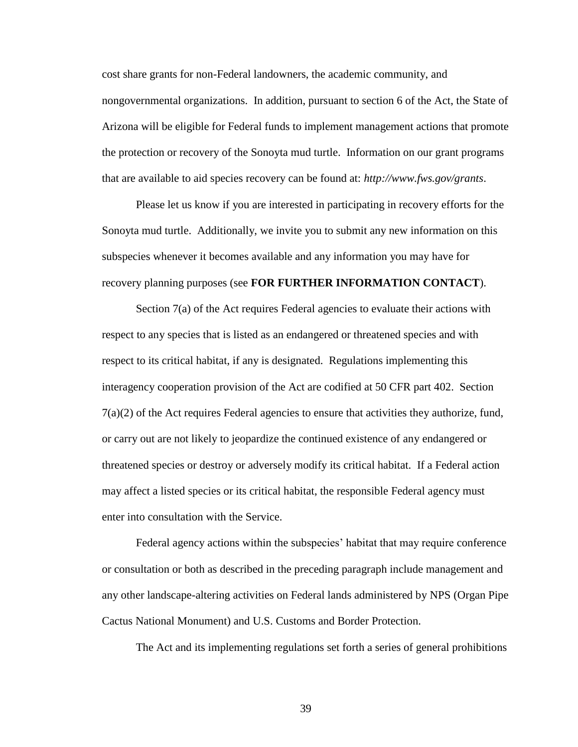cost share grants for non-Federal landowners, the academic community, and nongovernmental organizations. In addition, pursuant to section 6 of the Act, the State of Arizona will be eligible for Federal funds to implement management actions that promote the protection or recovery of the Sonoyta mud turtle. Information on our grant programs that are available to aid species recovery can be found at: *http://www.fws.gov/grants*.

Please let us know if you are interested in participating in recovery efforts for the Sonoyta mud turtle. Additionally, we invite you to submit any new information on this subspecies whenever it becomes available and any information you may have for recovery planning purposes (see **FOR FURTHER INFORMATION CONTACT**).

Section 7(a) of the Act requires Federal agencies to evaluate their actions with respect to any species that is listed as an endangered or threatened species and with respect to its critical habitat, if any is designated. Regulations implementing this interagency cooperation provision of the Act are codified at 50 CFR part 402. Section 7(a)(2) of the Act requires Federal agencies to ensure that activities they authorize, fund, or carry out are not likely to jeopardize the continued existence of any endangered or threatened species or destroy or adversely modify its critical habitat. If a Federal action may affect a listed species or its critical habitat, the responsible Federal agency must enter into consultation with the Service.

Federal agency actions within the subspecies' habitat that may require conference or consultation or both as described in the preceding paragraph include management and any other landscape-altering activities on Federal lands administered by NPS (Organ Pipe Cactus National Monument) and U.S. Customs and Border Protection.

The Act and its implementing regulations set forth a series of general prohibitions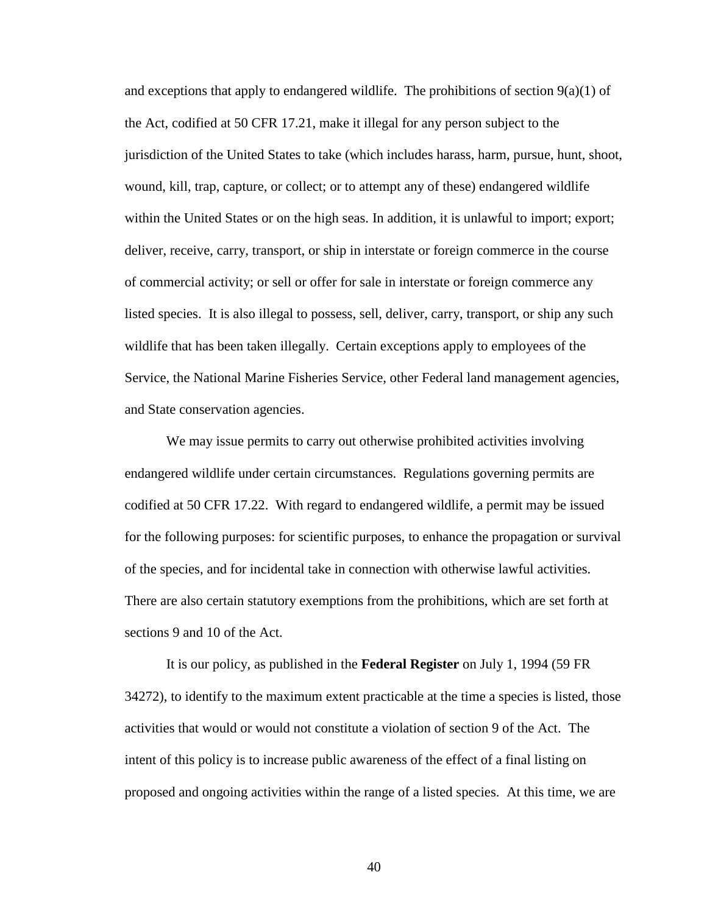and exceptions that apply to endangered wildlife. The prohibitions of section 9(a)(1) of the Act, codified at 50 CFR 17.21, make it illegal for any person subject to the jurisdiction of the United States to take (which includes harass, harm, pursue, hunt, shoot, wound, kill, trap, capture, or collect; or to attempt any of these) endangered wildlife within the United States or on the high seas. In addition, it is unlawful to import; export; deliver, receive, carry, transport, or ship in interstate or foreign commerce in the course of commercial activity; or sell or offer for sale in interstate or foreign commerce any listed species. It is also illegal to possess, sell, deliver, carry, transport, or ship any such wildlife that has been taken illegally. Certain exceptions apply to employees of the Service, the National Marine Fisheries Service, other Federal land management agencies, and State conservation agencies.

We may issue permits to carry out otherwise prohibited activities involving endangered wildlife under certain circumstances. Regulations governing permits are codified at 50 CFR 17.22. With regard to endangered wildlife, a permit may be issued for the following purposes: for scientific purposes, to enhance the propagation or survival of the species, and for incidental take in connection with otherwise lawful activities. There are also certain statutory exemptions from the prohibitions, which are set forth at sections 9 and 10 of the Act.

It is our policy, as published in the **Federal Register** on July 1, 1994 (59 FR 34272), to identify to the maximum extent practicable at the time a species is listed, those activities that would or would not constitute a violation of section 9 of the Act. The intent of this policy is to increase public awareness of the effect of a final listing on proposed and ongoing activities within the range of a listed species. At this time, we are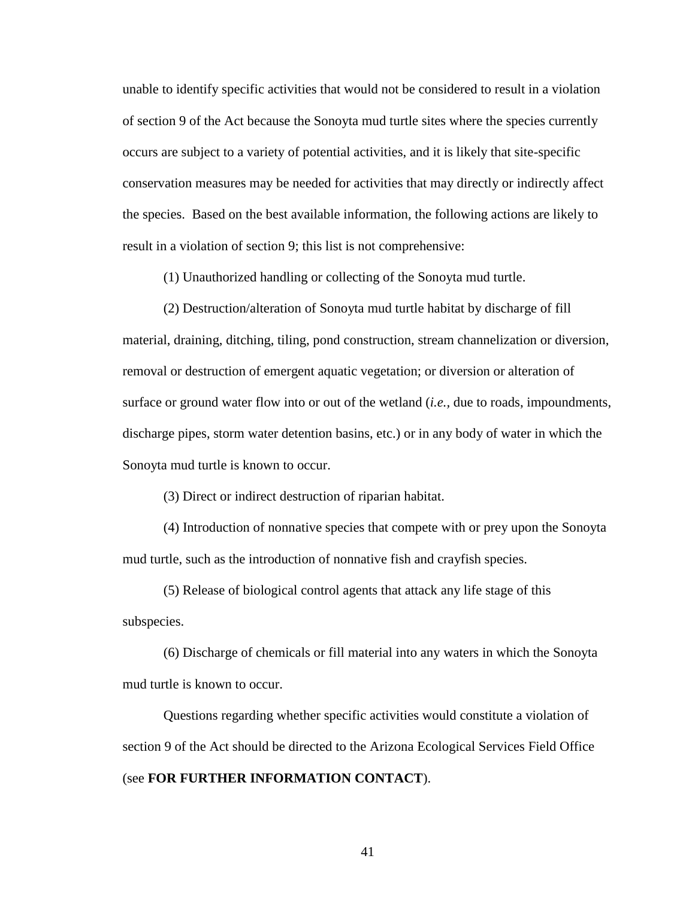unable to identify specific activities that would not be considered to result in a violation of section 9 of the Act because the Sonoyta mud turtle sites where the species currently occurs are subject to a variety of potential activities, and it is likely that site-specific conservation measures may be needed for activities that may directly or indirectly affect the species. Based on the best available information, the following actions are likely to result in a violation of section 9; this list is not comprehensive:

(1) Unauthorized handling or collecting of the Sonoyta mud turtle.

(2) Destruction/alteration of Sonoyta mud turtle habitat by discharge of fill material, draining, ditching, tiling, pond construction, stream channelization or diversion, removal or destruction of emergent aquatic vegetation; or diversion or alteration of surface or ground water flow into or out of the wetland (*i.e.*, due to roads, impoundments, discharge pipes, storm water detention basins, etc.) or in any body of water in which the Sonoyta mud turtle is known to occur.

(3) Direct or indirect destruction of riparian habitat.

(4) Introduction of nonnative species that compete with or prey upon the Sonoyta mud turtle, such as the introduction of nonnative fish and crayfish species.

(5) Release of biological control agents that attack any life stage of this subspecies.

(6) Discharge of chemicals or fill material into any waters in which the Sonoyta mud turtle is known to occur.

Questions regarding whether specific activities would constitute a violation of section 9 of the Act should be directed to the Arizona Ecological Services Field Office (see **FOR FURTHER INFORMATION CONTACT**).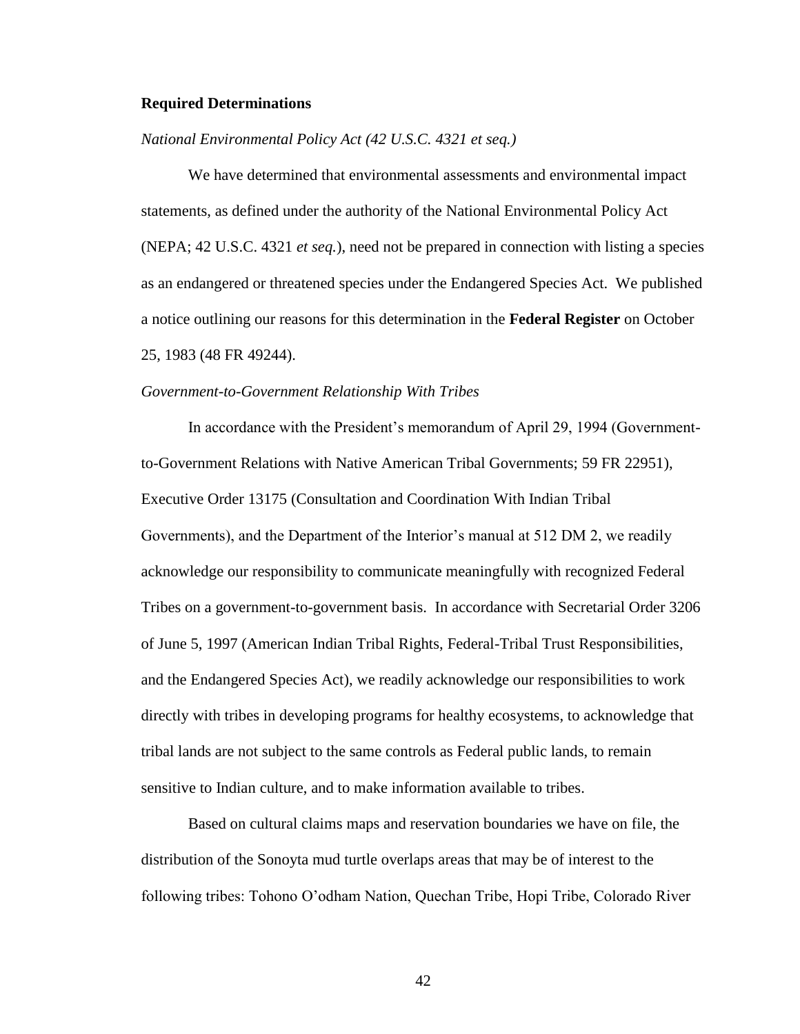**Required Determinations**

*National Environmental Policy Act (42 U.S.C. 4321 et seq.)*

We have determined that environmental assessments and environmental impact statements, as defined under the authority of the National Environmental Policy Act (NEPA; 42 U.S.C. 4321 *et seq.*), need not be prepared in connection with listing a species as an endangered or threatened species under the Endangered Species Act. We published a notice outlining our reasons for this determination in the **Federal Register** on October 25, 1983 (48 FR 49244).

*Government-to-Government Relationship With Tribes*

In accordance with the President's memorandum of April 29, 1994 (Government-to-Government Relations with Native American Tribal Governments; 59 FR 22951), Executive Order 13175 (Consultation and Coordination With Indian Tribal Governments), and the Department of the Interior's manual at 512 DM 2, we readily acknowledge our responsibility to communicate meaningfully with recognized Federal Tribes on a government-to-government basis. In accordance with Secretarial Order 3206 of June 5, 1997 (American Indian Tribal Rights, Federal-Tribal Trust Responsibilities, and the Endangered Species Act), we readily acknowledge our responsibilities to work directly with tribes in developing programs for healthy ecosystems, to acknowledge that tribal lands are not subject to the same controls as Federal public lands, to remain sensitive to Indian culture, and to make information available to tribes.

Based on cultural claims maps and reservation boundaries we have on file, the distribution of the Sonoyta mud turtle overlaps areas that may be of interest to the following tribes: Tohono O'odham Nation, Quechan Tribe, Hopi Tribe, Colorado River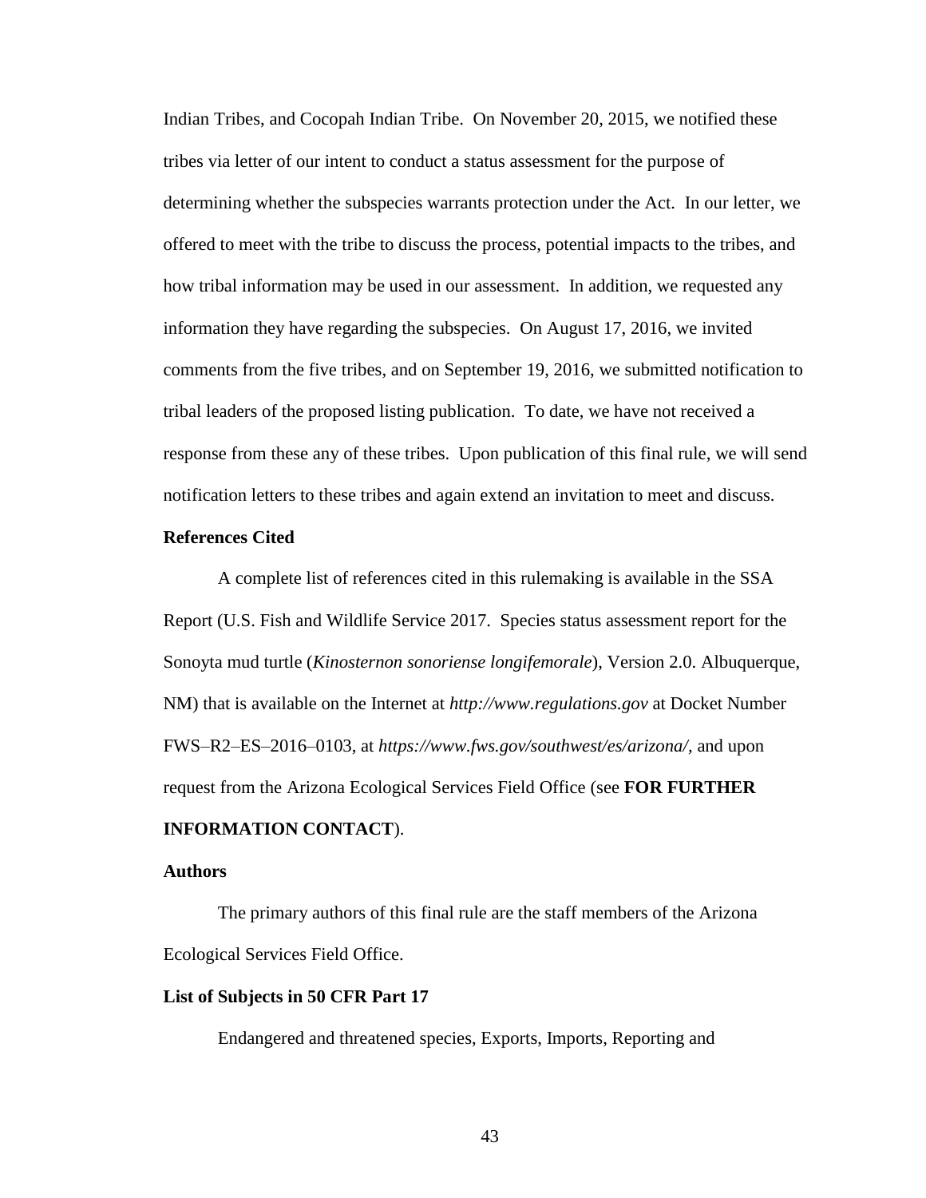Indian Tribes, and Cocopah Indian Tribe. On November 20, 2015, we notified these tribes via letter of our intent to conduct a status assessment for the purpose of determining whether the subspecies warrants protection under the Act. In our letter, we offered to meet with the tribe to discuss the process, potential impacts to the tribes, and how tribal information may be used in our assessment. In addition, we requested any information they have regarding the subspecies. On August 17, 2016, we invited comments from the five tribes, and on September 19, 2016, we submitted notification to tribal leaders of the proposed listing publication. To date, we have not received a response from these any of these tribes. Upon publication of this final rule, we will send notification letters to these tribes and again extend an invitation to meet and discuss.

**References Cited**

A complete list of references cited in this rulemaking is available in the SSA Report (U.S. Fish and Wildlife Service 2017. Species status assessment report for the Sonoyta mud turtle (*Kinosternon sonoriense longifemorale*), Version 2.0. Albuquerque, NM) that is available on the Internet at *http://www.regulations.gov* at Docket Number FWS–R2–ES–2016–0103, at *https://www.fws.gov/southwest/es/arizona/*, and upon request from the Arizona Ecological Services Field Office (see **FOR FURTHER INFORMATION CONTACT**).

**Authors**

The primary authors of this final rule are the staff members of the Arizona Ecological Services Field Office.

**List of Subjects in 50 CFR Part 17**

Endangered and threatened species, Exports, Imports, Reporting and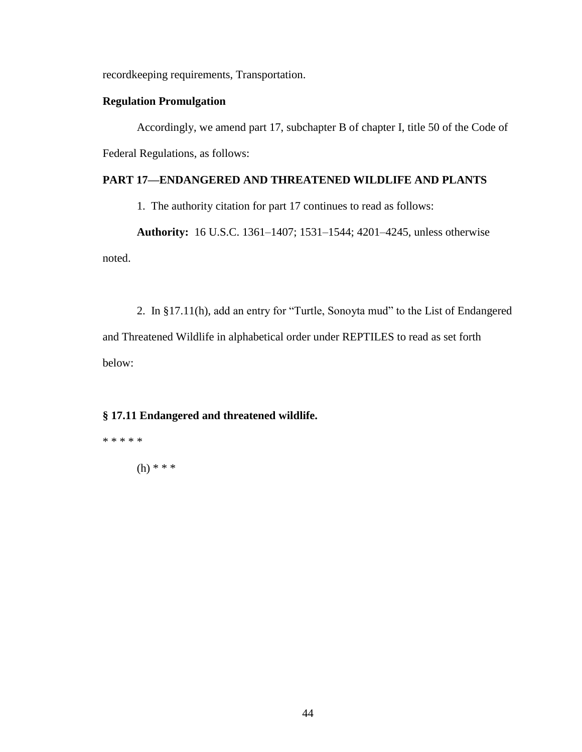recordkeeping requirements, Transportation.

**Regulation Promulgation**

Accordingly, we amend part 17, subchapter B of chapter I, title 50 of the Code of Federal Regulations, as follows:

**PART 17—ENDANGERED AND THREATENED WILDLIFE AND PLANTS**

1. The authority citation for part 17 continues to read as follows:

**Authority:** 16 U.S.C. 1361–1407; 1531–1544; 4201–4245, unless otherwise noted.

2. In §17.11(h), add an entry for "Turtle, Sonoyta mud" to the List of Endangered and Threatened Wildlife in alphabetical order under REPTILES to read as set forth below:

**§ 17.11 Endangered and threatened wildlife.**

* * * * *

(h) * * *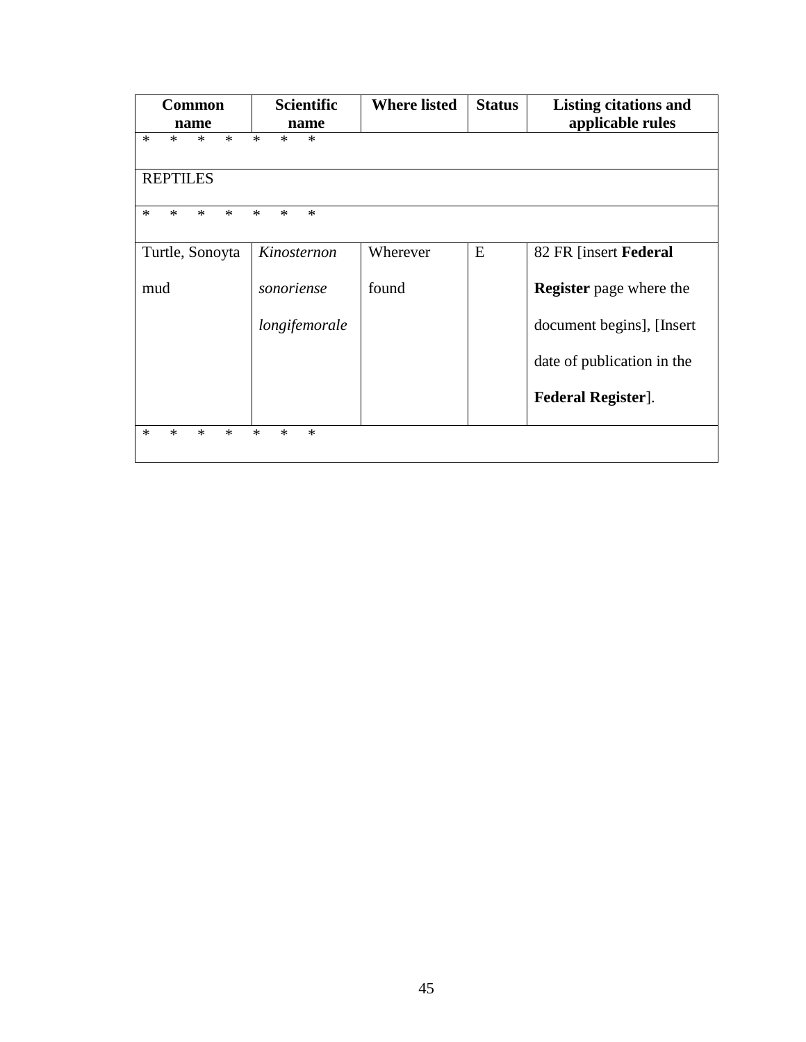| Common name | Scientific name | Where listed | Status | Listing citations and applicable rules |
|---|---|---|---|---|
| * * * * * * * | | | | |
| REPTILES | | | | |
| * * * * * * * | | | | |
| Turtle, Sonoyta mud | *Kinosternon sonoriense longifemorale* | Wherever found | E | 82 FR [insert **Federal Register** page where the document begins], [Insert date of publication in the **Federal Register**]. |
| * * * * * * * | | | | |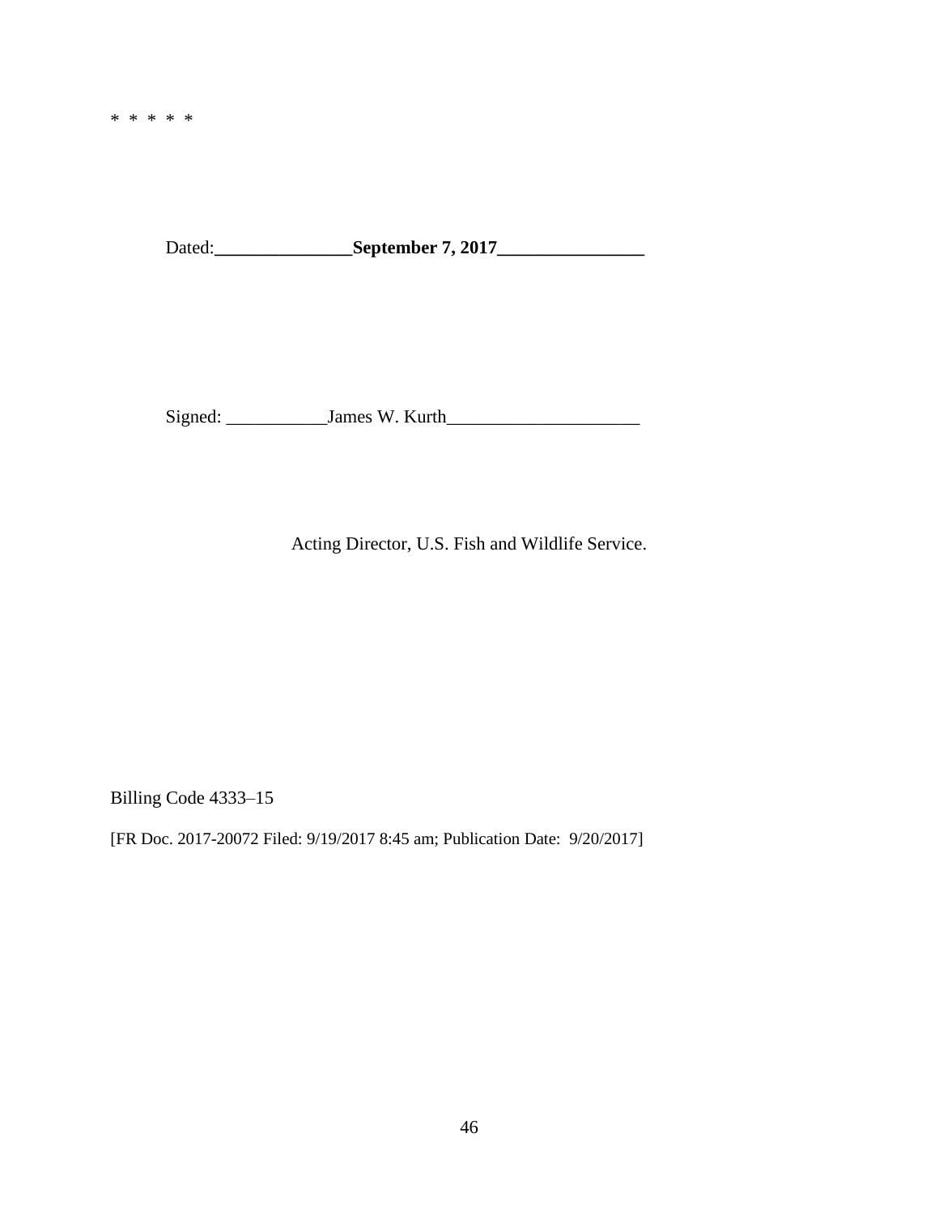* * * * *

Dated:**_______________September 7, 2017________________**

Signed: ___________James W. Kurth_____________________

Acting Director, U.S. Fish and Wildlife Service.

Billing Code 4333–15

[FR Doc. 2017-20072 Filed: 9/19/2017 8:45 am; Publication Date: 9/20/2017]